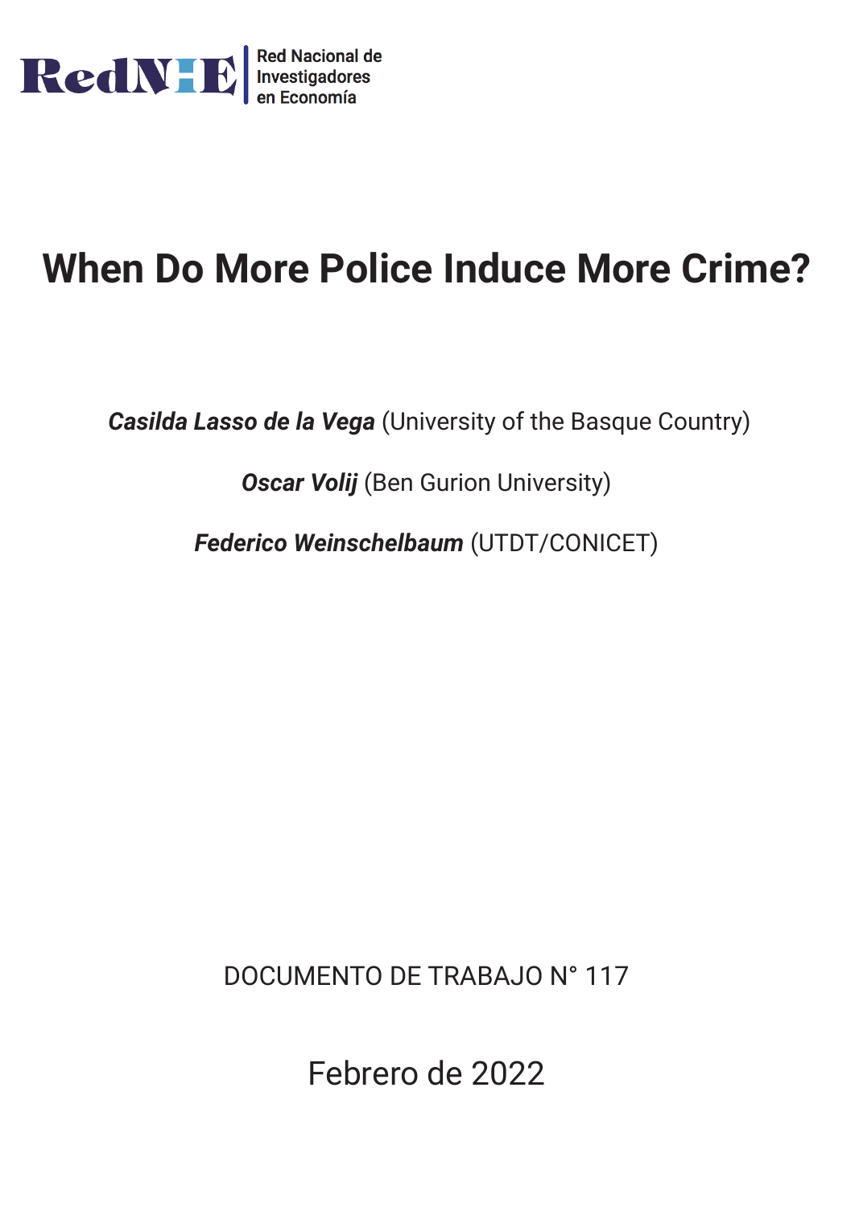RedNIE | Red Nacional de Investigadores en Economía

# When Do More Police Induce More Crime?

***Casilda Lasso de la Vega*** (University of the Basque Country)

***Oscar Volij*** (Ben Gurion University)

***Federico Weinschelbaum*** (UTDT/CONICET)

DOCUMENTO DE TRABAJO N° 117

Febrero de 2022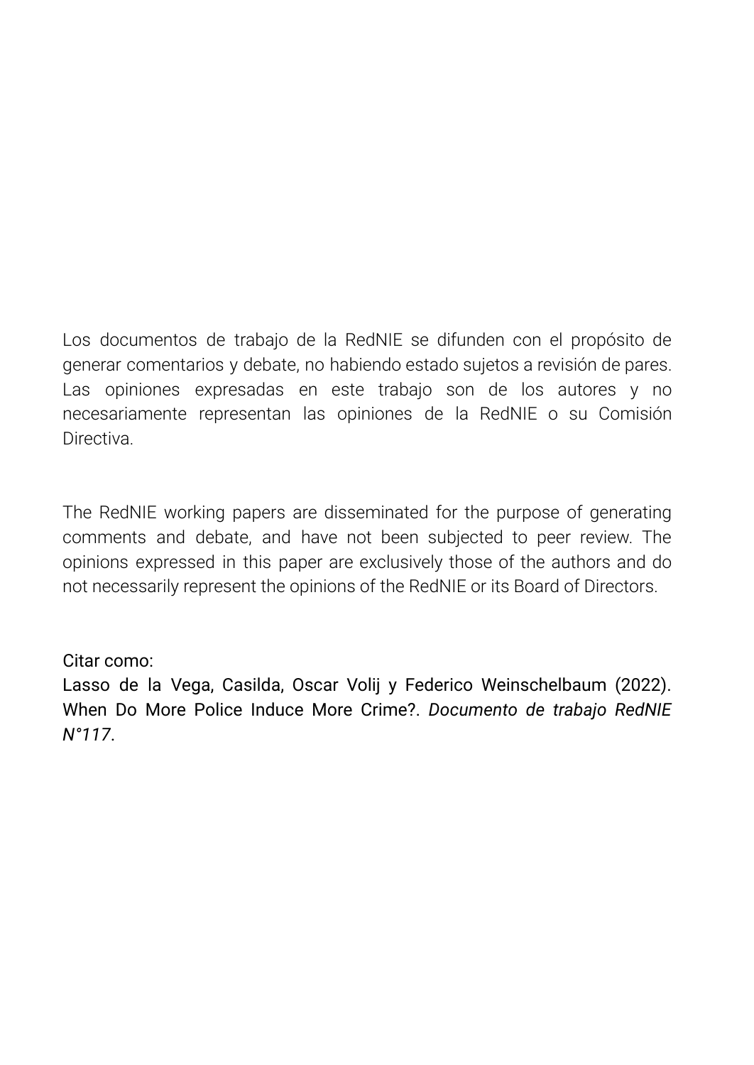Los documentos de trabajo de la RedNIE se difunden con el propósito de generar comentarios y debate, no habiendo estado sujetos a revisión de pares. Las opiniones expresadas en este trabajo son de los autores y no necesariamente representan las opiniones de la RedNIE o su Comisión Directiva.

The RedNIE working papers are disseminated for the purpose of generating comments and debate, and have not been subjected to peer review. The opinions expressed in this paper are exclusively those of the authors and do not necessarily represent the opinions of the RedNIE or its Board of Directors.

Citar como:
Lasso de la Vega, Casilda, Oscar Volij y Federico Weinschelbaum (2022). When Do More Police Induce More Crime?. *Documento de trabajo RedNIE N°117*.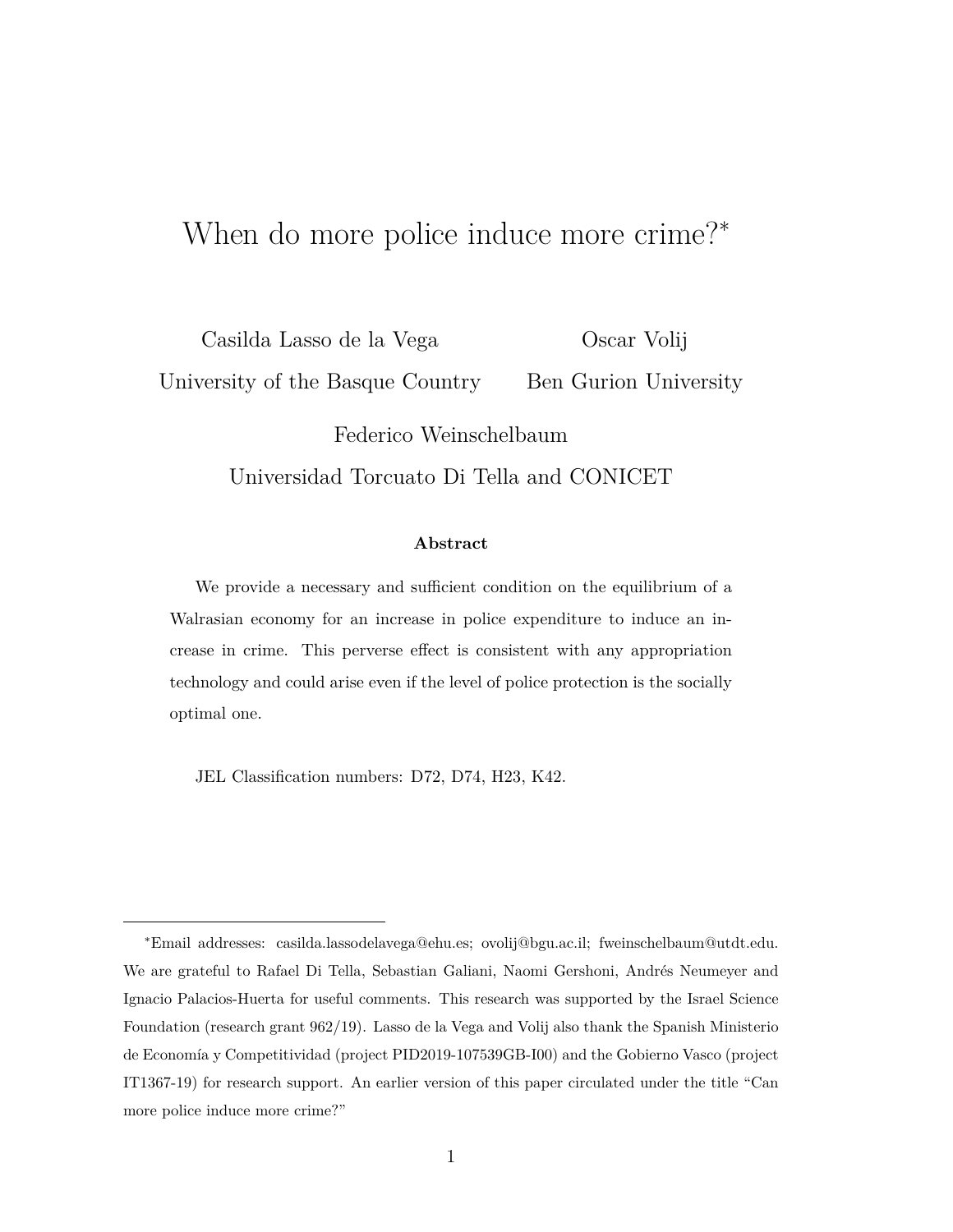# When do more police induce more crime?*

Casilda Lasso de la Vega
University of the Basque Country

Oscar Volij
Ben Gurion University

Federico Weinschelbaum
Universidad Torcuato Di Tella and CONICET

**Abstract**

We provide a necessary and sufficient condition on the equilibrium of a Walrasian economy for an increase in police expenditure to induce an increase in crime. This perverse effect is consistent with any appropriation technology and could arise even if the level of police protection is the socially optimal one.

JEL Classification numbers: D72, D74, H23, K42.

---

*Email addresses: casilda.lassodelavega@ehu.es; ovolij@bgu.ac.il; fweinschelbaum@utdt.edu. We are grateful to Rafael Di Tella, Sebastian Galiani, Naomi Gershoni, Andrés Neumeyer and Ignacio Palacios-Huerta for useful comments. This research was supported by the Israel Science Foundation (research grant 962/19). Lasso de la Vega and Volij also thank the Spanish Ministerio de Economía y Competitividad (project PID2019-107539GB-I00) and the Gobierno Vasco (project IT1367-19) for research support. An earlier version of this paper circulated under the title "Can more police induce more crime?"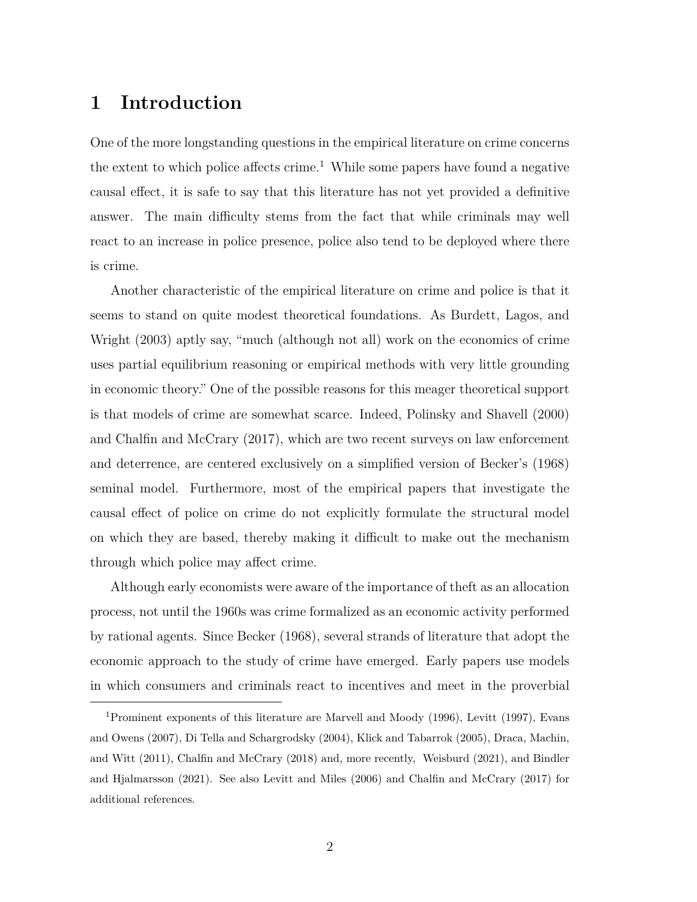# 1 Introduction

One of the more longstanding questions in the empirical literature on crime concerns the extent to which police affects crime.[1] While some papers have found a negative causal effect, it is safe to say that this literature has not yet provided a definitive answer. The main difficulty stems from the fact that while criminals may well react to an increase in police presence, police also tend to be deployed where there is crime.

Another characteristic of the empirical literature on crime and police is that it seems to stand on quite modest theoretical foundations. As Burdett, Lagos, and Wright (2003) aptly say, "much (although not all) work on the economics of crime uses partial equilibrium reasoning or empirical methods with very little grounding in economic theory." One of the possible reasons for this meager theoretical support is that models of crime are somewhat scarce. Indeed, Polinsky and Shavell (2000) and Chalfin and McCrary (2017), which are two recent surveys on law enforcement and deterrence, are centered exclusively on a simplified version of Becker's (1968) seminal model. Furthermore, most of the empirical papers that investigate the causal effect of police on crime do not explicitly formulate the structural model on which they are based, thereby making it difficult to make out the mechanism through which police may affect crime.

Although early economists were aware of the importance of theft as an allocation process, not until the 1960s was crime formalized as an economic activity performed by rational agents. Since Becker (1968), several strands of literature that adopt the economic approach to the study of crime have emerged. Early papers use models in which consumers and criminals react to incentives and meet in the proverbial

[1] Prominent exponents of this literature are Marvell and Moody (1996), Levitt (1997), Evans and Owens (2007), Di Tella and Schargrodsky (2004), Klick and Tabarrok (2005), Draca, Machin, and Witt (2011), Chalfin and McCrary (2018) and, more recently, Weisburd (2021), and Bindler and Hjalmarsson (2021). See also Levitt and Miles (2006) and Chalfin and McCrary (2017) for additional references.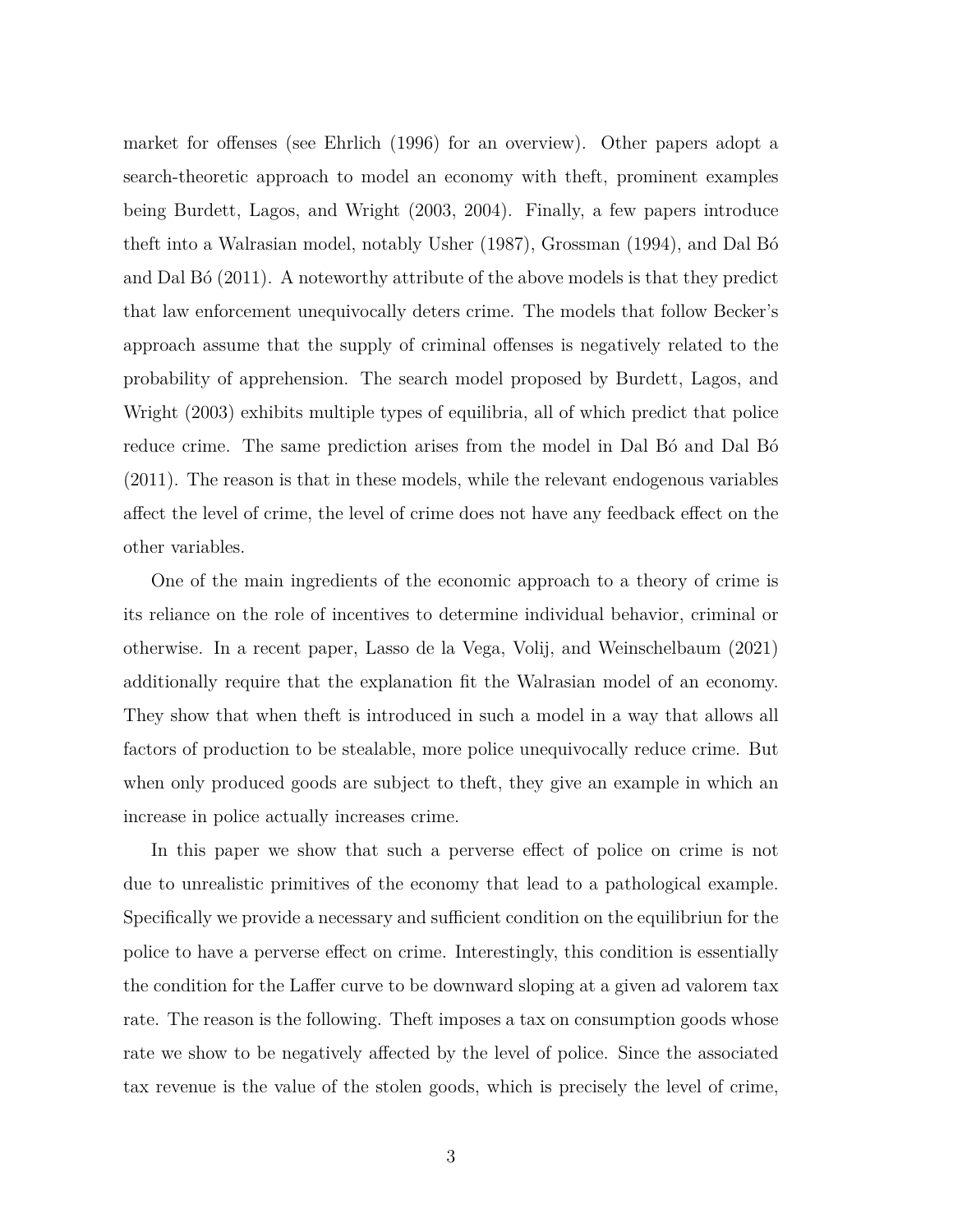market for offenses (see Ehrlich (1996) for an overview). Other papers adopt a search-theoretic approach to model an economy with theft, prominent examples being Burdett, Lagos, and Wright (2003, 2004). Finally, a few papers introduce theft into a Walrasian model, notably Usher (1987), Grossman (1994), and Dal Bó and Dal Bó (2011). A noteworthy attribute of the above models is that they predict that law enforcement unequivocally deters crime. The models that follow Becker's approach assume that the supply of criminal offenses is negatively related to the probability of apprehension. The search model proposed by Burdett, Lagos, and Wright (2003) exhibits multiple types of equilibria, all of which predict that police reduce crime. The same prediction arises from the model in Dal Bó and Dal Bó (2011). The reason is that in these models, while the relevant endogenous variables affect the level of crime, the level of crime does not have any feedback effect on the other variables.

One of the main ingredients of the economic approach to a theory of crime is its reliance on the role of incentives to determine individual behavior, criminal or otherwise. In a recent paper, Lasso de la Vega, Volij, and Weinschelbaum (2021) additionally require that the explanation fit the Walrasian model of an economy. They show that when theft is introduced in such a model in a way that allows all factors of production to be stealable, more police unequivocally reduce crime. But when only produced goods are subject to theft, they give an example in which an increase in police actually increases crime.

In this paper we show that such a perverse effect of police on crime is not due to unrealistic primitives of the economy that lead to a pathological example. Specifically we provide a necessary and sufficient condition on the equilibriun for the police to have a perverse effect on crime. Interestingly, this condition is essentially the condition for the Laffer curve to be downward sloping at a given ad valorem tax rate. The reason is the following. Theft imposes a tax on consumption goods whose rate we show to be negatively affected by the level of police. Since the associated tax revenue is the value of the stolen goods, which is precisely the level of crime,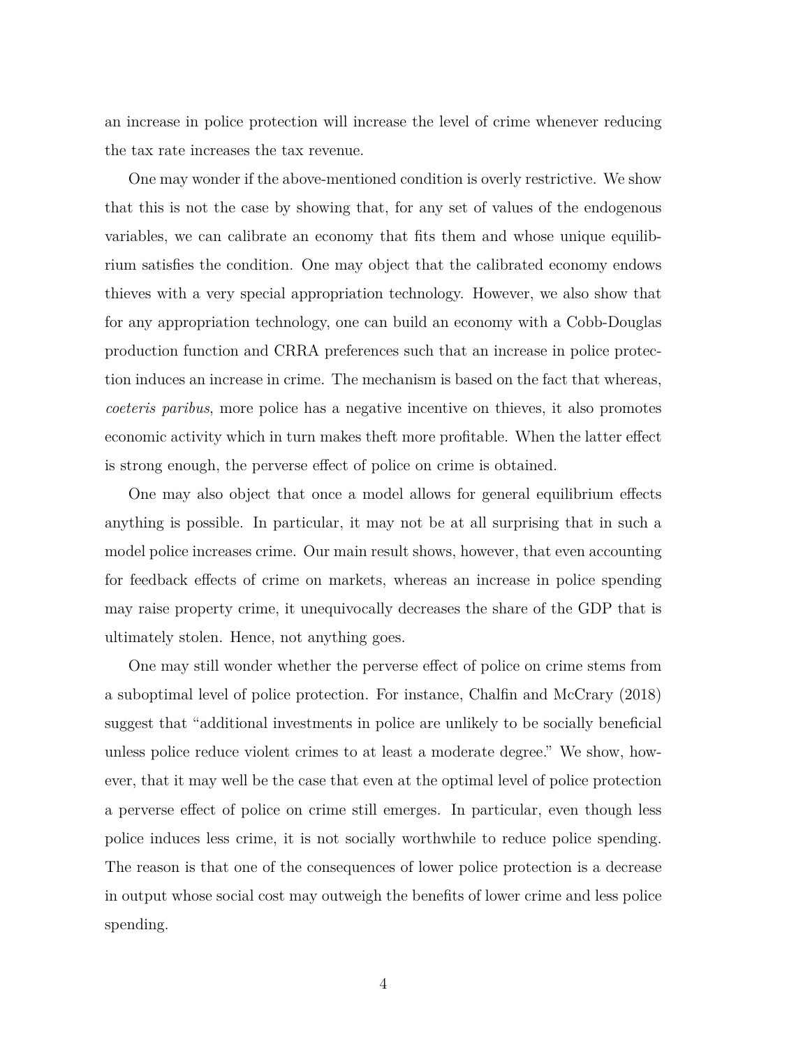an increase in police protection will increase the level of crime whenever reducing the tax rate increases the tax revenue.

One may wonder if the above-mentioned condition is overly restrictive. We show that this is not the case by showing that, for any set of values of the endogenous variables, we can calibrate an economy that fits them and whose unique equilibrium satisfies the condition. One may object that the calibrated economy endows thieves with a very special appropriation technology. However, we also show that for any appropriation technology, one can build an economy with a Cobb-Douglas production function and CRRA preferences such that an increase in police protection induces an increase in crime. The mechanism is based on the fact that whereas, *coeteris paribus*, more police has a negative incentive on thieves, it also promotes economic activity which in turn makes theft more profitable. When the latter effect is strong enough, the perverse effect of police on crime is obtained.

One may also object that once a model allows for general equilibrium effects anything is possible. In particular, it may not be at all surprising that in such a model police increases crime. Our main result shows, however, that even accounting for feedback effects of crime on markets, whereas an increase in police spending may raise property crime, it unequivocally decreases the share of the GDP that is ultimately stolen. Hence, not anything goes.

One may still wonder whether the perverse effect of police on crime stems from a suboptimal level of police protection. For instance, Chalfin and McCrary (2018) suggest that "additional investments in police are unlikely to be socially beneficial unless police reduce violent crimes to at least a moderate degree." We show, however, that it may well be the case that even at the optimal level of police protection a perverse effect of police on crime still emerges. In particular, even though less police induces less crime, it is not socially worthwhile to reduce police spending. The reason is that one of the consequences of lower police protection is a decrease in output whose social cost may outweigh the benefits of lower crime and less police spending.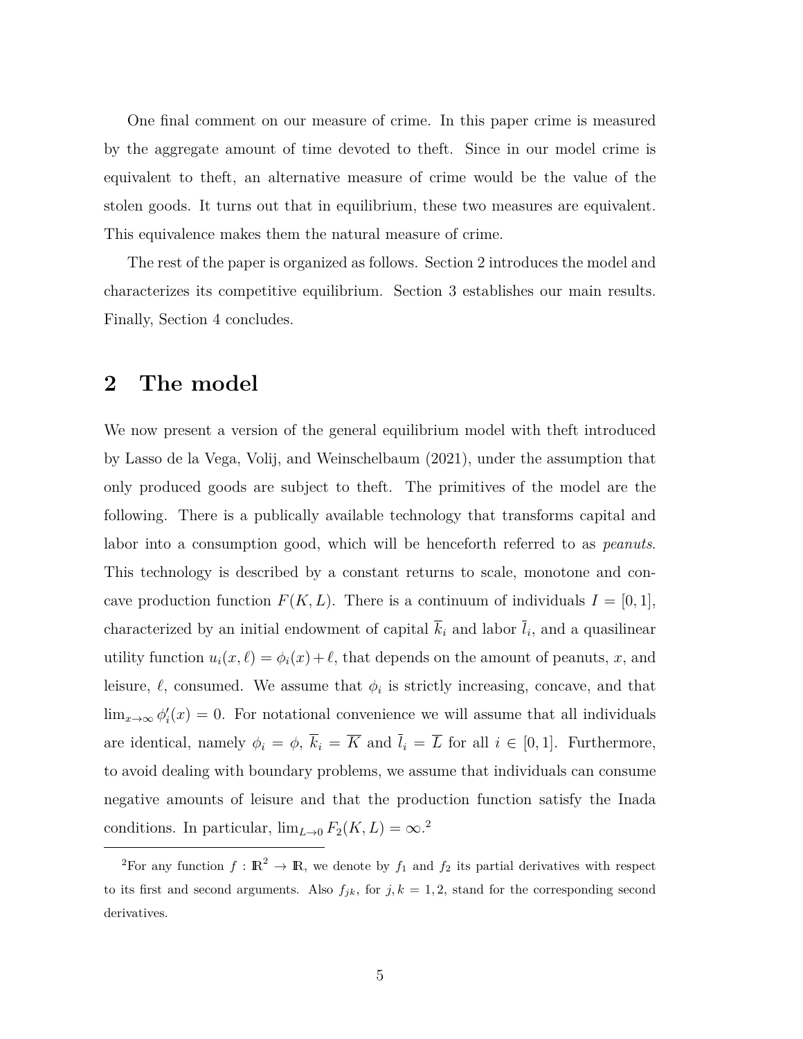One final comment on our measure of crime. In this paper crime is measured by the aggregate amount of time devoted to theft. Since in our model crime is equivalent to theft, an alternative measure of crime would be the value of the stolen goods. It turns out that in equilibrium, these two measures are equivalent. This equivalence makes them the natural measure of crime.

The rest of the paper is organized as follows. Section 2 introduces the model and characterizes its competitive equilibrium. Section 3 establishes our main results. Finally, Section 4 concludes.

## 2 The model

We now present a version of the general equilibrium model with theft introduced by Lasso de la Vega, Volij, and Weinschelbaum (2021), under the assumption that only produced goods are subject to theft. The primitives of the model are the following. There is a publically available technology that transforms capital and labor into a consumption good, which will be henceforth referred to as *peanuts*. This technology is described by a constant returns to scale, monotone and concave production function $F(K, L)$. There is a continuum of individuals $I = [0, 1]$, characterized by an initial endowment of capital $\overline{k}_i$ and labor $\overline{l}_i$, and a quasilinear utility function $u_i(x, \ell) = \phi_i(x) + \ell$, that depends on the amount of peanuts, $x$, and leisure, $\ell$, consumed. We assume that $\phi_i$ is strictly increasing, concave, and that $\lim_{x\to\infty} \phi_i'(x) = 0$. For notational convenience we will assume that all individuals are identical, namely $\phi_i = \phi$, $\overline{k}_i = \overline{K}$ and $\overline{l}_i = \overline{L}$ for all $i \in [0, 1]$. Furthermore, to avoid dealing with boundary problems, we assume that individuals can consume negative amounts of leisure and that the production function satisfy the Inada conditions. In particular, $\lim_{L\to 0} F_2(K, L) = \infty$.[2]

[2]For any function $f : \mathbb{R}^2 \to \mathbb{R}$, we denote by $f_1$ and $f_2$ its partial derivatives with respect to its first and second arguments. Also $f_{jk}$, for $j, k = 1, 2$, stand for the corresponding second derivatives.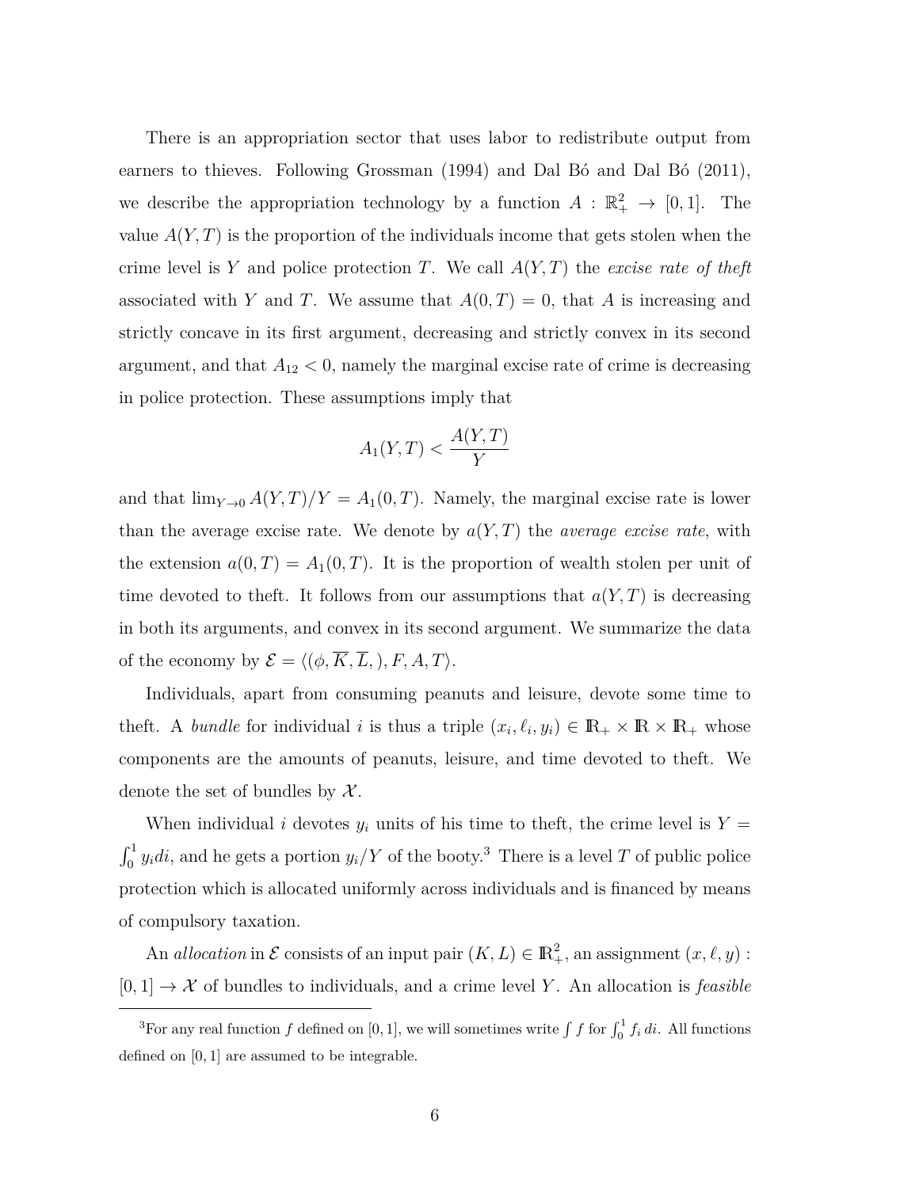There is an appropriation sector that uses labor to redistribute output from earners to thieves. Following Grossman (1994) and Dal Bó and Dal Bó (2011), we describe the appropriation technology by a function $A : \mathbb{R}^2_+ \to [0,1]$. The value $A(Y,T)$ is the proportion of the individuals income that gets stolen when the crime level is $Y$ and police protection $T$. We call $A(Y,T)$ the *excise rate of theft* associated with $Y$ and $T$. We assume that $A(0,T) = 0$, that $A$ is increasing and strictly concave in its first argument, decreasing and strictly convex in its second argument, and that $A_{12} < 0$, namely the marginal excise rate of crime is decreasing in police protection. These assumptions imply that

$$A_1(Y,T) < \frac{A(Y,T)}{Y}$$

and that $\lim_{Y \to 0} A(Y,T)/Y = A_1(0,T)$. Namely, the marginal excise rate is lower than the average excise rate. We denote by $a(Y,T)$ the *average excise rate*, with the extension $a(0,T) = A_1(0,T)$. It is the proportion of wealth stolen per unit of time devoted to theft. It follows from our assumptions that $a(Y,T)$ is decreasing in both its arguments, and convex in its second argument. We summarize the data of the economy by $\mathcal{E} = \langle (\phi, \overline{K}, \overline{L}, ), F, A, T \rangle$.

Individuals, apart from consuming peanuts and leisure, devote some time to theft. A *bundle* for individual $i$ is thus a triple $(x_i, \ell_i, y_i) \in \mathbb{R}_+ \times \mathbb{R} \times \mathbb{R}_+$ whose components are the amounts of peanuts, leisure, and time devoted to theft. We denote the set of bundles by $\mathcal{X}$.

When individual $i$ devotes $y_i$ units of his time to theft, the crime level is $Y = \int_0^1 y_i di$, and he gets a portion $y_i/Y$ of the booty.[3] There is a level $T$ of public police protection which is allocated uniformly across individuals and is financed by means of compulsory taxation.

An *allocation* in $\mathcal{E}$ consists of an input pair $(K,L) \in \mathbb{R}^2_+$, an assignment $(x, \ell, y) : [0,1] \to \mathcal{X}$ of bundles to individuals, and a crime level $Y$. An allocation is *feasible*

[3] For any real function $f$ defined on $[0,1]$, we will sometimes write $\int f$ for $\int_0^1 f_i \, di$. All functions defined on $[0,1]$ are assumed to be integrable.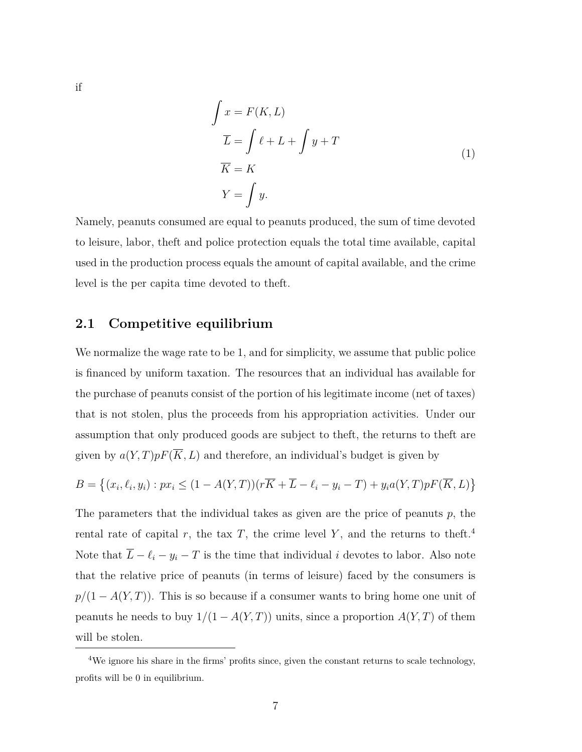if

$$
\begin{aligned}
\int x &= F(K, L) \\
\overline{L} &= \int \ell + L + \int y + T \\
\overline{K} &= K \\
Y &= \int y.
\end{aligned}
\tag{1}
$$

Namely, peanuts consumed are equal to peanuts produced, the sum of time devoted to leisure, labor, theft and police protection equals the total time available, capital used in the production process equals the amount of capital available, and the crime level is the per capita time devoted to theft.

## 2.1 Competitive equilibrium

We normalize the wage rate to be 1, and for simplicity, we assume that public police is financed by uniform taxation. The resources that an individual has available for the purchase of peanuts consist of the portion of his legitimate income (net of taxes) that is not stolen, plus the proceeds from his appropriation activities. Under our assumption that only produced goods are subject to theft, the returns to theft are given by $a(Y, T)pF(\overline{K}, L)$ and therefore, an individual's budget is given by

$$
B = \left\{(x_i, \ell_i, y_i) : px_i \leq (1 - A(Y, T))(r\overline{K} + \overline{L} - \ell_i - y_i - T) + y_i a(Y, T)pF(\overline{K}, L)\right\}
$$

The parameters that the individual takes as given are the price of peanuts $p$, the rental rate of capital $r$, the tax $T$, the crime level $Y$, and the returns to theft.[4] Note that $\overline{L} - \ell_i - y_i - T$ is the time that individual $i$ devotes to labor. Also note that the relative price of peanuts (in terms of leisure) faced by the consumers is $p/(1 - A(Y, T))$. This is so because if a consumer wants to bring home one unit of peanuts he needs to buy $1/(1 - A(Y, T))$ units, since a proportion $A(Y, T)$ of them will be stolen.

[4] We ignore his share in the firms' profits since, given the constant returns to scale technology, profits will be 0 in equilibrium.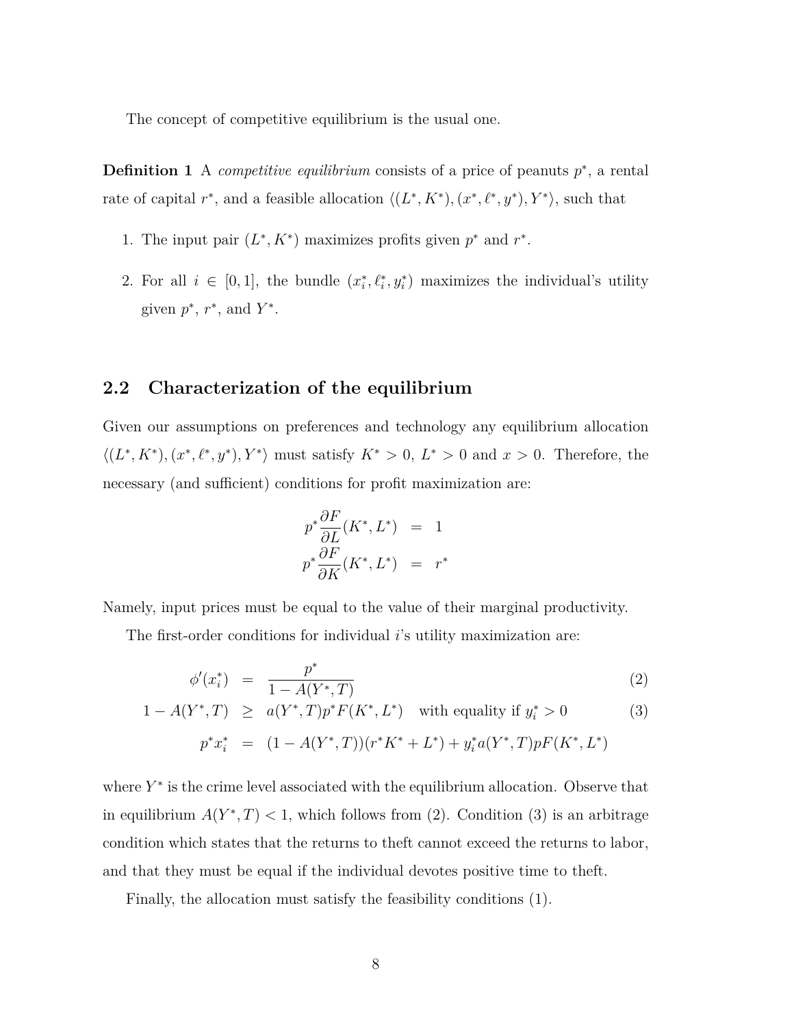The concept of competitive equilibrium is the usual one.

**Definition 1** A *competitive equilibrium* consists of a price of peanuts $p^*$, a rental rate of capital $r^*$, and a feasible allocation $\langle (L^*, K^*), (x^*, \ell^*, y^*), Y^* \rangle$, such that

1. The input pair $(L^*, K^*)$ maximizes profits given $p^*$ and $r^*$.
2. For all $i \in [0,1]$, the bundle $(x_i^*, \ell_i^*, y_i^*)$ maximizes the individual's utility given $p^*$, $r^*$, and $Y^*$.

## 2.2 Characterization of the equilibrium

Given our assumptions on preferences and technology any equilibrium allocation $\langle (L^*, K^*), (x^*, \ell^*, y^*), Y^* \rangle$ must satisfy $K^* > 0$, $L^* > 0$ and $x > 0$. Therefore, the necessary (and sufficient) conditions for profit maximization are:

$$
\begin{aligned}
p^* \frac{\partial F}{\partial L}(K^*, L^*) &= 1 \\
p^* \frac{\partial F}{\partial K}(K^*, L^*) &= r^*
\end{aligned}
$$

Namely, input prices must be equal to the value of their marginal productivity.

The first-order conditions for individual $i$'s utility maximization are:

$$
\begin{aligned}
\phi'(x_i^*) &= \frac{p^*}{1 - A(Y^*, T)} && (2) \\
1 - A(Y^*, T) &\geq a(Y^*, T) p^* F(K^*, L^*) \quad \text{with equality if } y_i^* > 0 && (3) \\
p^* x_i^* &= (1 - A(Y^*, T))(r^* K^* + L^*) + y_i^* a(Y^*, T) p F(K^*, L^*)
\end{aligned}
$$

where $Y^*$ is the crime level associated with the equilibrium allocation. Observe that in equilibrium $A(Y^*, T) < 1$, which follows from (2). Condition (3) is an arbitrage condition which states that the returns to theft cannot exceed the returns to labor, and that they must be equal if the individual devotes positive time to theft.

Finally, the allocation must satisfy the feasibility conditions (1).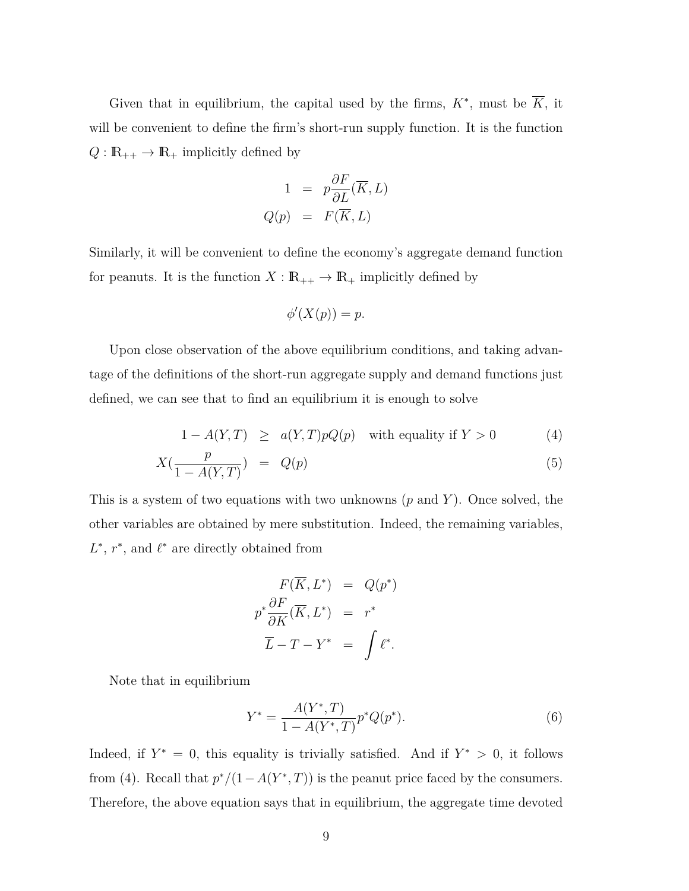Given that in equilibrium, the capital used by the firms, $K^*$, must be $\overline{K}$, it will be convenient to define the firm's short-run supply function. It is the function $Q : \mathbb{R}_{++} \to \mathbb{R}_+$ implicitly defined by

$$
\begin{aligned}
1 &= p \frac{\partial F}{\partial L}(\overline{K}, L) \\
Q(p) &= F(\overline{K}, L)
\end{aligned}
$$

Similarly, it will be convenient to define the economy's aggregate demand function for peanuts. It is the function $X : \mathbb{R}_{++} \to \mathbb{R}_+$ implicitly defined by

$$
\phi'(X(p)) = p.
$$

Upon close observation of the above equilibrium conditions, and taking advantage of the definitions of the short-run aggregate supply and demand functions just defined, we can see that to find an equilibrium it is enough to solve

$$
1 - A(Y,T) \geq a(Y,T) p Q(p) \quad \text{with equality if } Y > 0 \tag{4}
$$

$$
X\left(\frac{p}{1 - A(Y,T)}\right) = Q(p) \tag{5}
$$

This is a system of two equations with two unknowns ($p$ and $Y$). Once solved, the other variables are obtained by mere substitution. Indeed, the remaining variables, $L^*$, $r^*$, and $\ell^*$ are directly obtained from

$$
\begin{aligned}
F(\overline{K}, L^*) &= Q(p^*) \\
p^* \frac{\partial F}{\partial K}(\overline{K}, L^*) &= r^* \\
\overline{L} - T - Y^* &= \int \ell^*.
\end{aligned}
$$

Note that in equilibrium

$$
Y^* = \frac{A(Y^*, T)}{1 - A(Y^*, T)} p^* Q(p^*). \tag{6}
$$

Indeed, if $Y^* = 0$, this equality is trivially satisfied. And if $Y^* > 0$, it follows from (4). Recall that $p^*/(1 - A(Y^*, T))$ is the peanut price faced by the consumers. Therefore, the above equation says that in equilibrium, the aggregate time devoted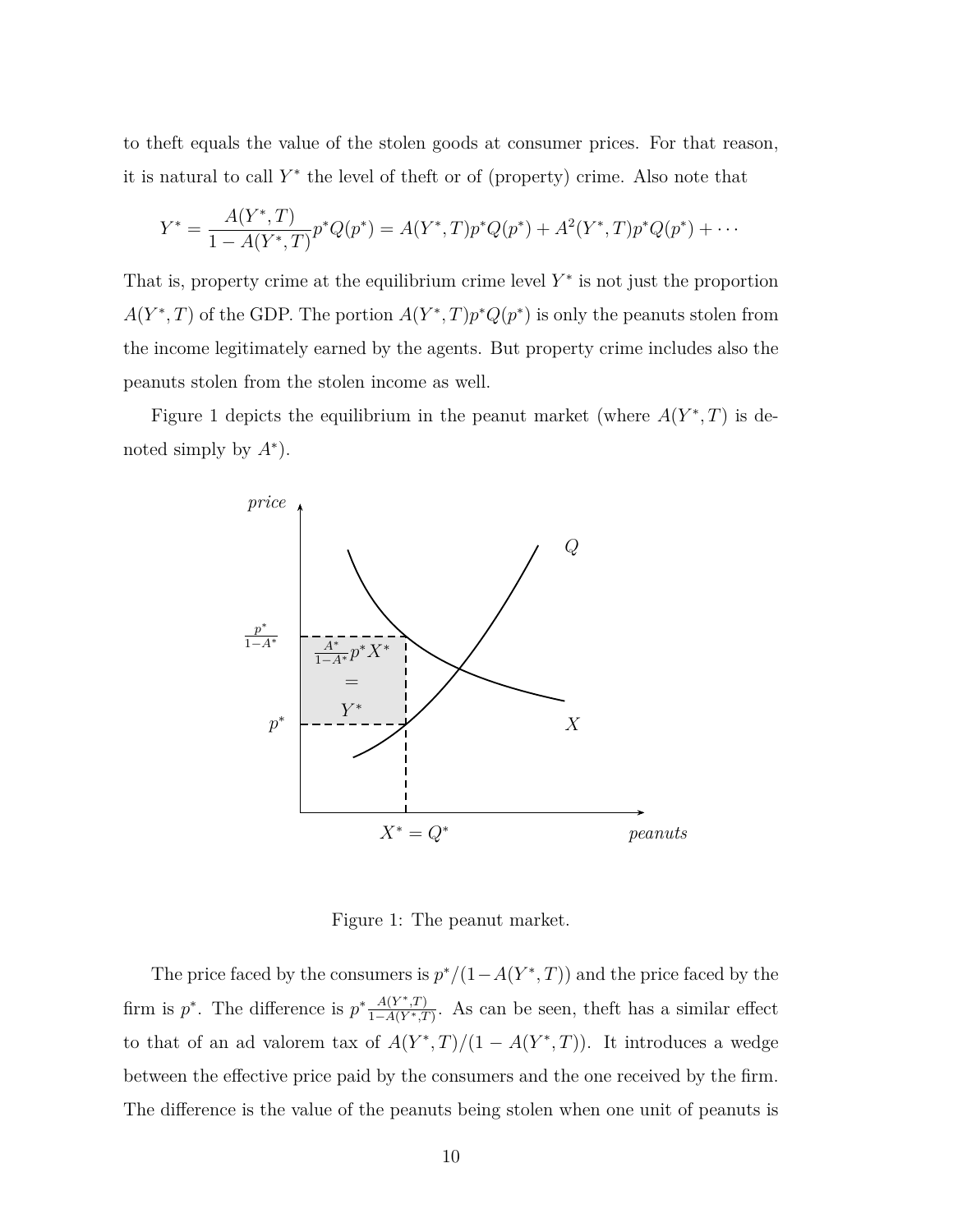to theft equals the value of the stolen goods at consumer prices. For that reason, it is natural to call $Y^*$ the level of theft or of (property) crime. Also note that

$$Y^* = \frac{A(Y^*, T)}{1 - A(Y^*, T)} p^* Q(p^*) = A(Y^*, T) p^* Q(p^*) + A^2(Y^*, T) p^* Q(p^*) + \cdots$$

That is, property crime at the equilibrium crime level $Y^*$ is not just the proportion $A(Y^*, T)$ of the GDP. The portion $A(Y^*, T)p^*Q(p^*)$ is only the peanuts stolen from the income legitimately earned by the agents. But property crime includes also the peanuts stolen from the stolen income as well.

Figure 1 depicts the equilibrium in the peanut market (where $A(Y^*, T)$ is denoted simply by $A^*$).

Figure 1: The peanut market.

The price faced by the consumers is $p^*/(1 - A(Y^*, T))$ and the price faced by the firm is $p^*$. The difference is $p^* \frac{A(Y^*,T)}{1-A(Y^*,T)}$. As can be seen, theft has a similar effect to that of an ad valorem tax of $A(Y^*, T)/(1 - A(Y^*, T))$. It introduces a wedge between the effective price paid by the consumers and the one received by the firm. The difference is the value of the peanuts being stolen when one unit of peanuts is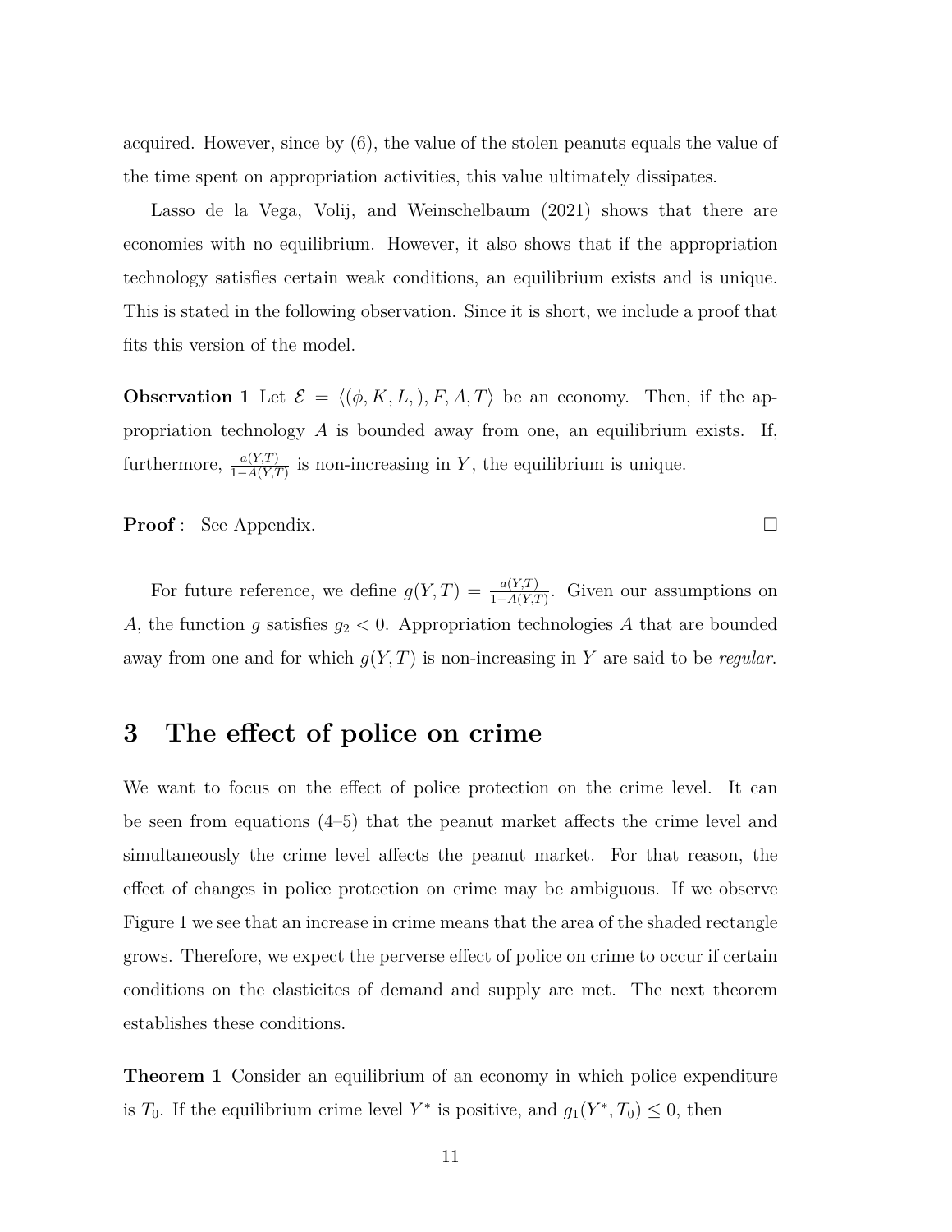acquired. However, since by (6), the value of the stolen peanuts equals the value of the time spent on appropriation activities, this value ultimately dissipates.

Lasso de la Vega, Volij, and Weinschelbaum (2021) shows that there are economies with no equilibrium. However, it also shows that if the appropriation technology satisfies certain weak conditions, an equilibrium exists and is unique. This is stated in the following observation. Since it is short, we include a proof that fits this version of the model.

**Observation 1** Let $\mathcal{E} = \langle(\phi, \overline{K}, \overline{L},), F, A, T\rangle$ be an economy. Then, if the appropriation technology $A$ is bounded away from one, an equilibrium exists. If, furthermore, $\frac{a(Y,T)}{1-A(Y,T)}$ is non-increasing in $Y$, the equilibrium is unique.

**Proof** : See Appendix. □

For future reference, we define $g(Y,T) = \frac{a(Y,T)}{1-A(Y,T)}$. Given our assumptions on $A$, the function $g$ satisfies $g_2 < 0$. Appropriation technologies $A$ that are bounded away from one and for which $g(Y,T)$ is non-increasing in $Y$ are said to be *regular*.

# 3 The effect of police on crime

We want to focus on the effect of police protection on the crime level. It can be seen from equations (4–5) that the peanut market affects the crime level and simultaneously the crime level affects the peanut market. For that reason, the effect of changes in police protection on crime may be ambiguous. If we observe Figure 1 we see that an increase in crime means that the area of the shaded rectangle grows. Therefore, we expect the perverse effect of police on crime to occur if certain conditions on the elasticites of demand and supply are met. The next theorem establishes these conditions.

**Theorem 1** Consider an equilibrium of an economy in which police expenditure is $T_0$. If the equilibrium crime level $Y^*$ is positive, and $g_1(Y^*, T_0) \leq 0$, then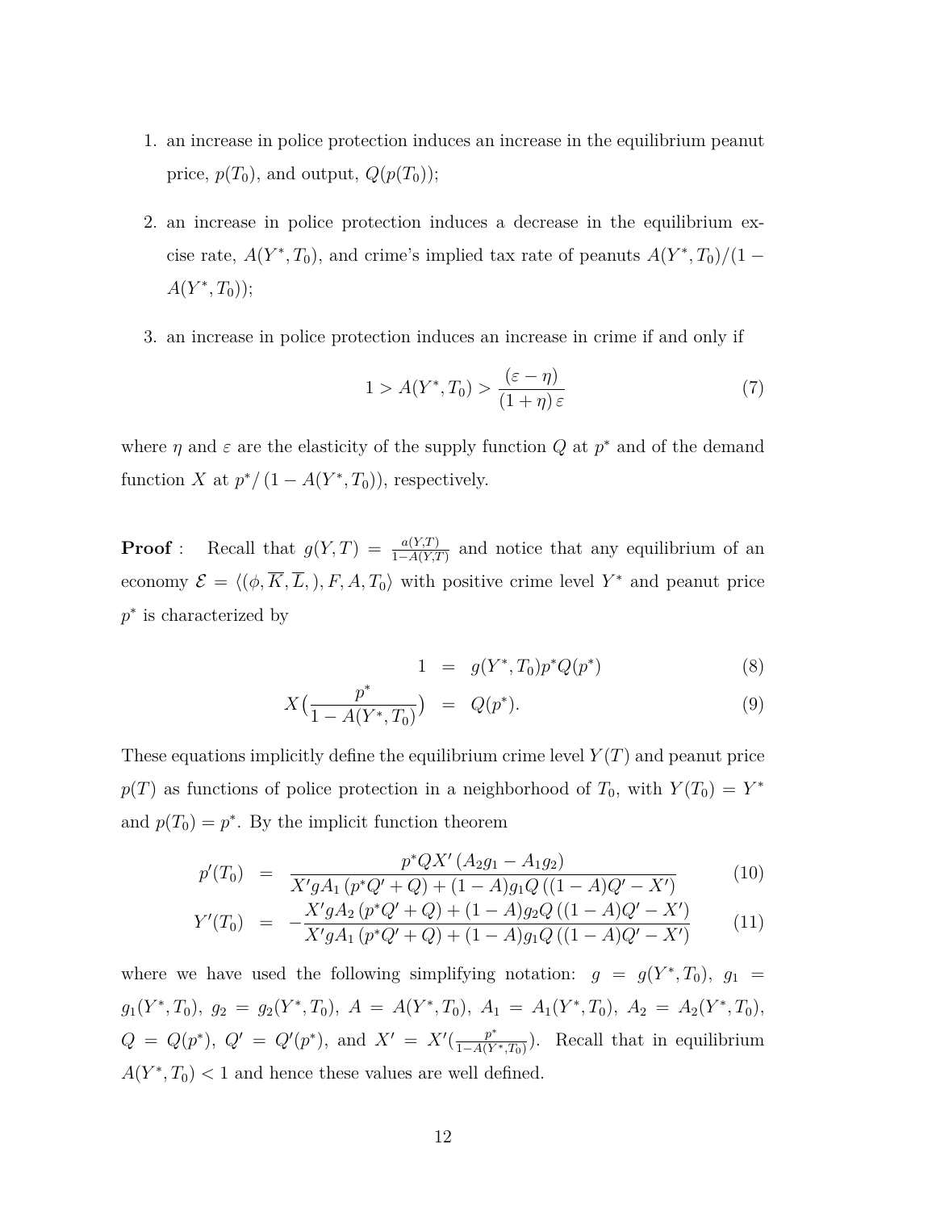1. an increase in police protection induces an increase in the equilibrium peanut price, $p(T_0)$, and output, $Q(p(T_0))$;
2. an increase in police protection induces a decrease in the equilibrium excise rate, $A(Y^*, T_0)$, and crime's implied tax rate of peanuts $A(Y^*, T_0)/(1 - A(Y^*, T_0))$;
3. an increase in police protection induces an increase in crime if and only if

$$1 > A(Y^*, T_0) > \frac{(\varepsilon - \eta)}{(1 + \eta)\,\varepsilon} \tag{7}$$

where $\eta$ and $\varepsilon$ are the elasticity of the supply function $Q$ at $p^*$ and of the demand function $X$ at $p^*/\left(1 - A(Y^*, T_0)\right)$, respectively.

**Proof** : Recall that $g(Y, T) = \frac{a(Y,T)}{1-A(Y,T)}$ and notice that any equilibrium of an economy $\mathcal{E} = \langle(\phi, \overline{K}, \overline{L},), F, A, T_0\rangle$ with positive crime level $Y^*$ and peanut price $p^*$ is characterized by

$$\begin{aligned} 1 &= g(Y^*, T_0)p^*Q(p^*) & (8)\\ X\left(\frac{p^*}{1 - A(Y^*, T_0)}\right) &= Q(p^*). & (9) \end{aligned}$$

These equations implicitly define the equilibrium crime level $Y(T)$ and peanut price $p(T)$ as functions of police protection in a neighborhood of $T_0$, with $Y(T_0) = Y^*$ and $p(T_0) = p^*$. By the implicit function theorem

$$\begin{aligned} p'(T_0) &= \frac{p^*QX'\left(A_2g_1 - A_1g_2\right)}{X'gA_1\left(p^*Q' + Q\right) + (1 - A)g_1Q\left((1 - A)Q' - X'\right)} & (10)\\ Y'(T_0) &= -\frac{X'gA_2\left(p^*Q' + Q\right) + (1 - A)g_2Q\left((1 - A)Q' - X'\right)}{X'gA_1\left(p^*Q' + Q\right) + (1 - A)g_1Q\left((1 - A)Q' - X'\right)} & (11) \end{aligned}$$

where we have used the following simplifying notation: $g = g(Y^*, T_0)$, $g_1 = g_1(Y^*, T_0)$, $g_2 = g_2(Y^*, T_0)$, $A = A(Y^*, T_0)$, $A_1 = A_1(Y^*, T_0)$, $A_2 = A_2(Y^*, T_0)$, $Q = Q(p^*)$, $Q' = Q'(p^*)$, and $X' = X'(\frac{p^*}{1-A(Y^*,T_0)})$. Recall that in equilibrium $A(Y^*, T_0) < 1$ and hence these values are well defined.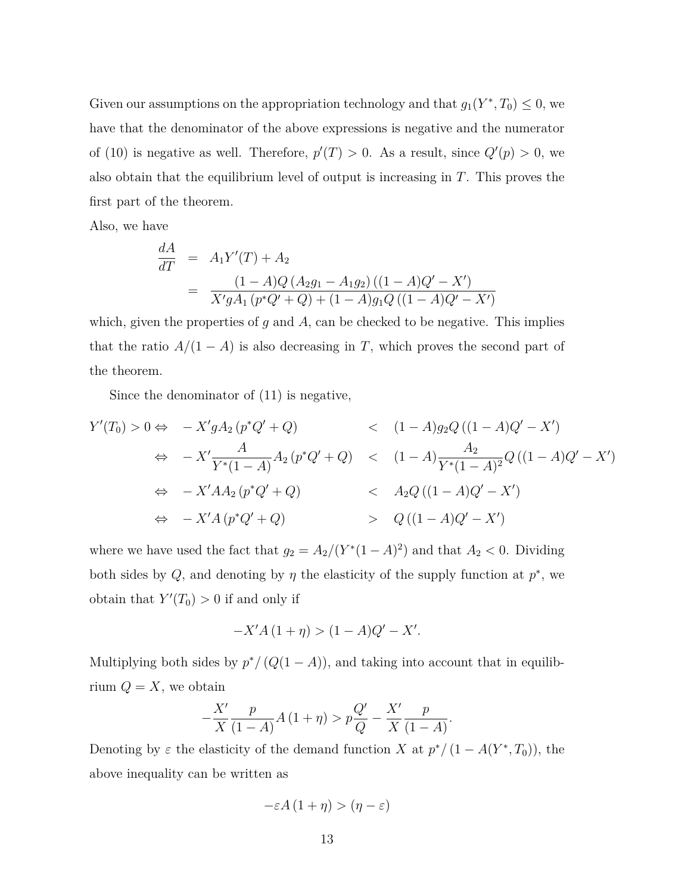Given our assumptions on the appropriation technology and that $g_1(Y^*, T_0) \leq 0$, we have that the denominator of the above expressions is negative and the numerator of (10) is negative as well. Therefore, $p'(T) > 0$. As a result, since $Q'(p) > 0$, we also obtain that the equilibrium level of output is increasing in $T$. This proves the first part of the theorem.

Also, we have

$$
\begin{aligned}
\frac{dA}{dT} &= A_1 Y'(T) + A_2 \\
&= \frac{(1-A)Q\left(A_2 g_1 - A_1 g_2\right)\left((1-A)Q' - X'\right)}{X' g A_1 \left(p^* Q' + Q\right) + (1-A) g_1 Q \left((1-A)Q' - X'\right)}
\end{aligned}
$$

which, given the properties of $g$ and $A$, can be checked to be negative. This implies that the ratio $A/(1-A)$ is also decreasing in $T$, which proves the second part of the theorem.

Since the denominator of (11) is negative,

$$
\begin{aligned}
Y'(T_0) > 0 \Leftrightarrow \quad & -X' g A_2 \left(p^* Q' + Q\right) && < \quad (1-A) g_2 Q \left((1-A)Q' - X'\right) \\
\Leftrightarrow \quad & -X' \frac{A}{Y^*(1-A)} A_2 \left(p^* Q' + Q\right) && < \quad (1-A) \frac{A_2}{Y^*(1-A)^2} Q \left((1-A)Q' - X'\right) \\
\Leftrightarrow \quad & -X' A A_2 \left(p^* Q' + Q\right) && < \quad A_2 Q \left((1-A)Q' - X'\right) \\
\Leftrightarrow \quad & -X' A \left(p^* Q' + Q\right) && > \quad Q \left((1-A)Q' - X'\right)
\end{aligned}
$$

where we have used the fact that $g_2 = A_2/(Y^*(1-A)^2)$ and that $A_2 < 0$. Dividing both sides by $Q$, and denoting by $\eta$ the elasticity of the supply function at $p^*$, we obtain that $Y'(T_0) > 0$ if and only if

$$
-X' A \left(1 + \eta\right) > (1-A)Q' - X'.
$$

Multiplying both sides by $p^*/\left(Q(1-A)\right)$, and taking into account that in equilibrium $Q = X$, we obtain

$$
-\frac{X'}{X} \frac{p}{(1-A)} A \left(1 + \eta\right) > p \frac{Q'}{Q} - \frac{X'}{X} \frac{p}{(1-A)}.
$$

Denoting by $\varepsilon$ the elasticity of the demand function $X$ at $p^*/\left(1 - A(Y^*, T_0)\right)$, the above inequality can be written as

$$
-\varepsilon A \left(1 + \eta\right) > (\eta - \varepsilon)
$$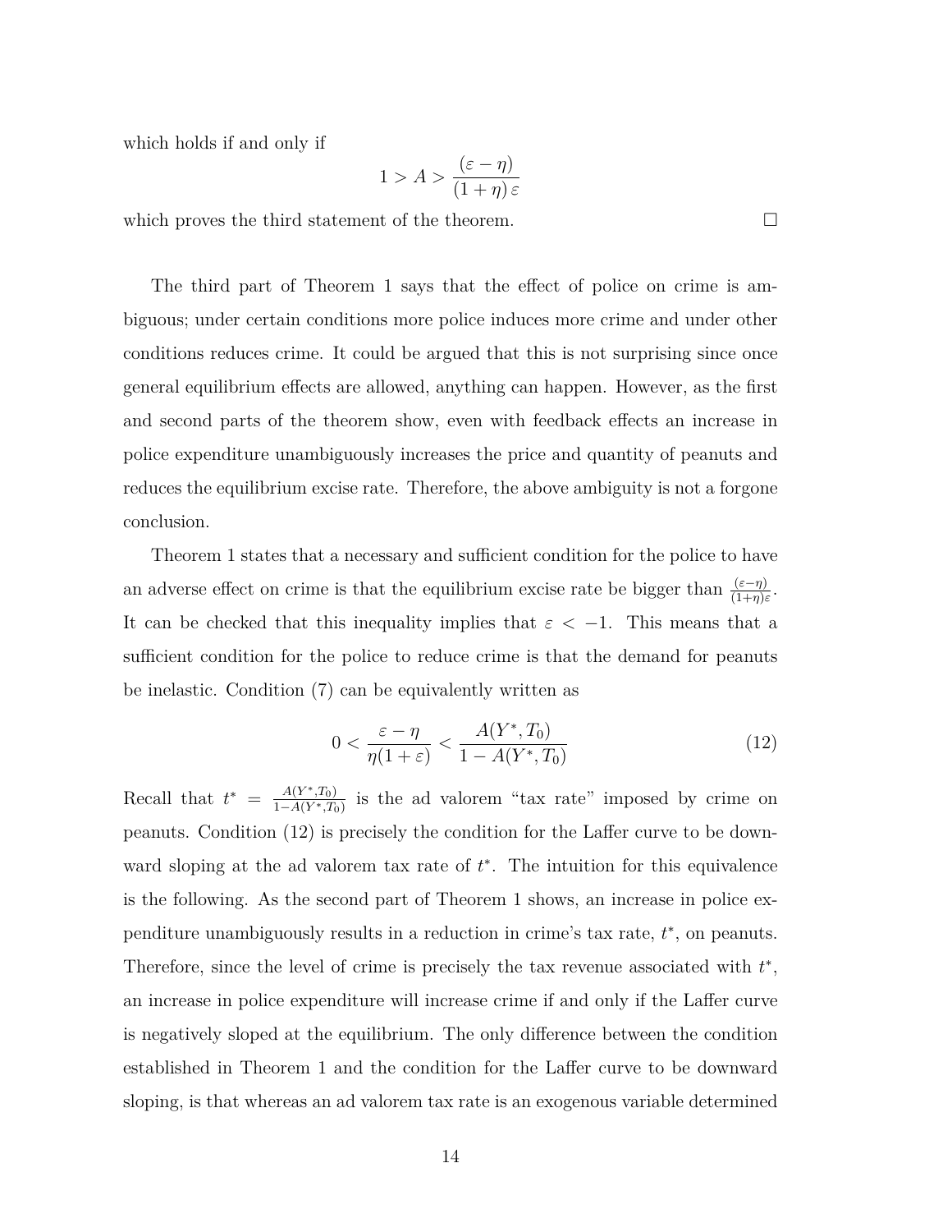which holds if and only if

$$1 > A > \frac{(\varepsilon - \eta)}{(1+\eta)\,\varepsilon}$$

which proves the third statement of the theorem. □

The third part of Theorem 1 says that the effect of police on crime is ambiguous; under certain conditions more police induces more crime and under other conditions reduces crime. It could be argued that this is not surprising since once general equilibrium effects are allowed, anything can happen. However, as the first and second parts of the theorem show, even with feedback effects an increase in police expenditure unambiguously increases the price and quantity of peanuts and reduces the equilibrium excise rate. Therefore, the above ambiguity is not a forgone conclusion.

Theorem 1 states that a necessary and sufficient condition for the police to have an adverse effect on crime is that the equilibrium excise rate be bigger than $\frac{(\varepsilon-\eta)}{(1+\eta)\varepsilon}$. It can be checked that this inequality implies that $\varepsilon < -1$. This means that a sufficient condition for the police to reduce crime is that the demand for peanuts be inelastic. Condition (7) can be equivalently written as

$$0 < \frac{\varepsilon - \eta}{\eta(1+\varepsilon)} < \frac{A(Y^*, T_0)}{1 - A(Y^*, T_0)} \tag{12}$$

Recall that $t^* = \frac{A(Y^*,T_0)}{1-A(Y^*,T_0)}$ is the ad valorem "tax rate" imposed by crime on peanuts. Condition (12) is precisely the condition for the Laffer curve to be downward sloping at the ad valorem tax rate of $t^*$. The intuition for this equivalence is the following. As the second part of Theorem 1 shows, an increase in police expenditure unambiguously results in a reduction in crime's tax rate, $t^*$, on peanuts. Therefore, since the level of crime is precisely the tax revenue associated with $t^*$, an increase in police expenditure will increase crime if and only if the Laffer curve is negatively sloped at the equilibrium. The only difference between the condition established in Theorem 1 and the condition for the Laffer curve to be downward sloping, is that whereas an ad valorem tax rate is an exogenous variable determined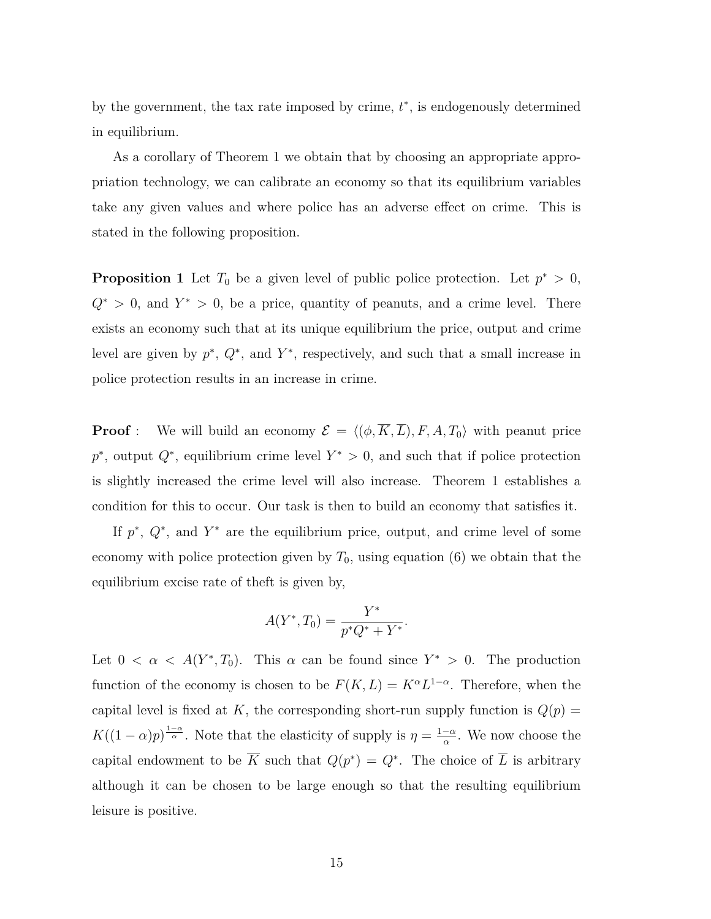by the government, the tax rate imposed by crime, $t^*$, is endogenously determined in equilibrium.

As a corollary of Theorem 1 we obtain that by choosing an appropriate appropriation technology, we can calibrate an economy so that its equilibrium variables take any given values and where police has an adverse effect on crime. This is stated in the following proposition.

**Proposition 1** Let $T_0$ be a given level of public police protection. Let $p^* > 0$, $Q^* > 0$, and $Y^* > 0$, be a price, quantity of peanuts, and a crime level. There exists an economy such that at its unique equilibrium the price, output and crime level are given by $p^*$, $Q^*$, and $Y^*$, respectively, and such that a small increase in police protection results in an increase in crime.

**Proof** : We will build an economy $\mathcal{E} = \langle(\phi, \overline{K}, \overline{L}), F, A, T_0\rangle$ with peanut price $p^*$, output $Q^*$, equilibrium crime level $Y^* > 0$, and such that if police protection is slightly increased the crime level will also increase. Theorem 1 establishes a condition for this to occur. Our task is then to build an economy that satisfies it.

If $p^*$, $Q^*$, and $Y^*$ are the equilibrium price, output, and crime level of some economy with police protection given by $T_0$, using equation (6) we obtain that the equilibrium excise rate of theft is given by,

$$A(Y^*, T_0) = \frac{Y^*}{p^*Q^* + Y^*}.$$

Let $0 < \alpha < A(Y^*, T_0)$. This $\alpha$ can be found since $Y^* > 0$. The production function of the economy is chosen to be $F(K, L) = K^\alpha L^{1-\alpha}$. Therefore, when the capital level is fixed at $K$, the corresponding short-run supply function is $Q(p) = K((1-\alpha)p)^{\frac{1-\alpha}{\alpha}}$. Note that the elasticity of supply is $\eta = \frac{1-\alpha}{\alpha}$. We now choose the capital endowment to be $\overline{K}$ such that $Q(p^*) = Q^*$. The choice of $\overline{L}$ is arbitrary although it can be chosen to be large enough so that the resulting equilibrium leisure is positive.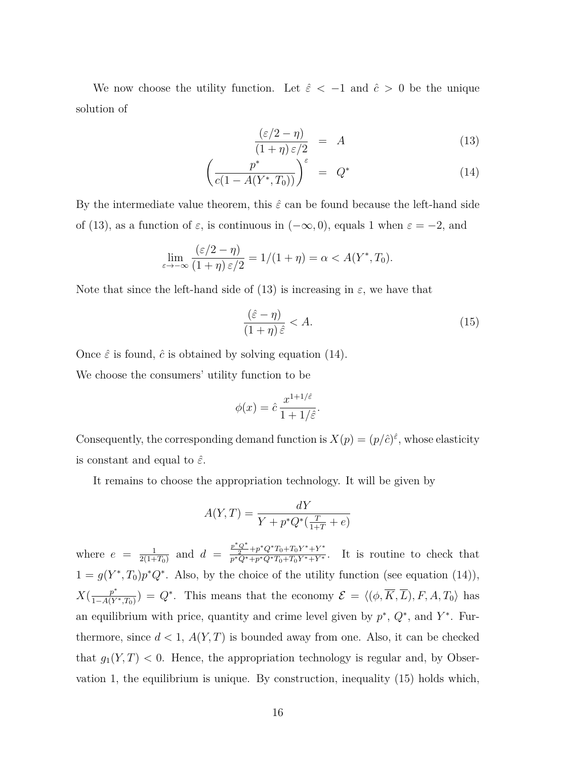We now choose the utility function. Let $\hat{\varepsilon} < -1$ and $\hat{c} > 0$ be the unique solution of

$$\frac{(\varepsilon/2 - \eta)}{(1+\eta)\,\varepsilon/2} = A \tag{13}$$

$$\left(\frac{p^*}{c(1 - A(Y^*, T_0))}\right)^{\varepsilon} = Q^* \tag{14}$$

By the intermediate value theorem, this $\hat{\varepsilon}$ can be found because the left-hand side of (13), as a function of $\varepsilon$, is continuous in $(-\infty, 0)$, equals 1 when $\varepsilon = -2$, and

$$\lim_{\varepsilon \to -\infty} \frac{(\varepsilon/2 - \eta)}{(1+\eta)\,\varepsilon/2} = 1/(1+\eta) = \alpha < A(Y^*, T_0).$$

Note that since the left-hand side of (13) is increasing in $\varepsilon$, we have that

$$\frac{(\hat{\varepsilon} - \eta)}{(1+\eta)\,\hat{\varepsilon}} < A. \tag{15}$$

Once $\hat{\varepsilon}$ is found, $\hat{c}$ is obtained by solving equation (14).

We choose the consumers' utility function to be

$$\phi(x) = \hat{c}\,\frac{x^{1+1/\hat{\varepsilon}}}{1 + 1/\hat{\varepsilon}}.$$

Consequently, the corresponding demand function is $X(p) = (p/\hat{c})^{\hat{\varepsilon}}$, whose elasticity is constant and equal to $\hat{\varepsilon}$.

It remains to choose the appropriation technology. It will be given by

$$A(Y, T) = \frac{dY}{Y + p^* Q^* (\frac{T}{1+T} + e)}$$

where $e = \frac{1}{2(1+T_0)}$ and $d = \frac{\frac{p^* Q^*}{2} + p^* Q^* T_0 + T_0 Y^* + Y^*}{p^* Q^* + p^* Q^* T_0 + T_0 Y^* + Y^*}$. It is routine to check that $1 = g(Y^*, T_0) p^* Q^*$. Also, by the choice of the utility function (see equation (14)), $X(\frac{p^*}{1 - A(Y^*, T_0)}) = Q^*$. This means that the economy $\mathcal{E} = \langle(\phi, \overline{K}, \overline{L}), F, A, T_0\rangle$ has an equilibrium with price, quantity and crime level given by $p^*$, $Q^*$, and $Y^*$. Furthermore, since $d < 1$, $A(Y, T)$ is bounded away from one. Also, it can be checked that $g_1(Y, T) < 0$. Hence, the appropriation technology is regular and, by Observation 1, the equilibrium is unique. By construction, inequality (15) holds which,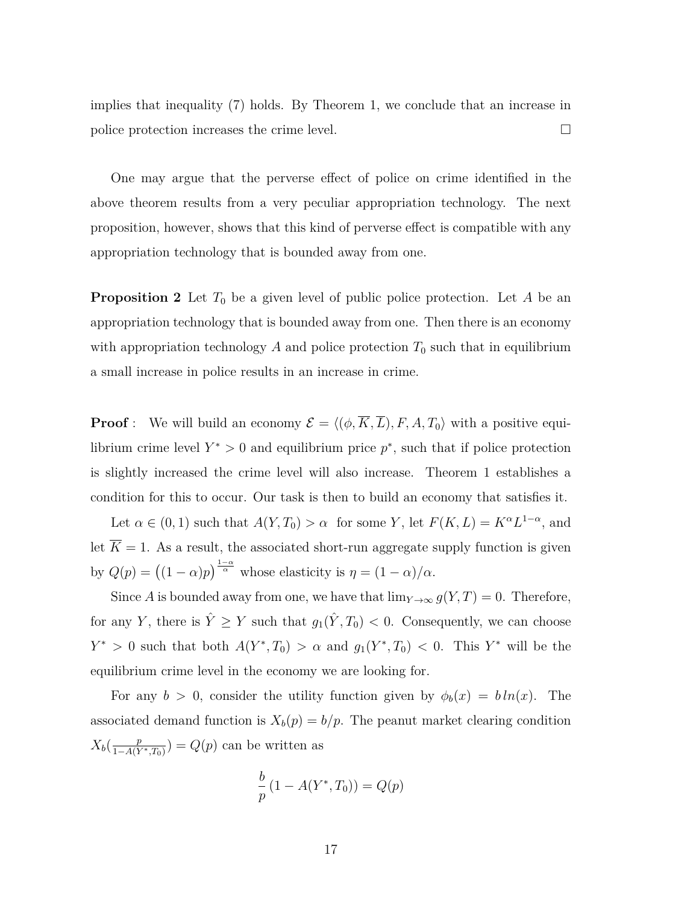implies that inequality (7) holds. By Theorem 1, we conclude that an increase in police protection increases the crime level. □

One may argue that the perverse effect of police on crime identified in the above theorem results from a very peculiar appropriation technology. The next proposition, however, shows that this kind of perverse effect is compatible with any appropriation technology that is bounded away from one.

**Proposition 2** Let $T_0$ be a given level of public police protection. Let $A$ be an appropriation technology that is bounded away from one. Then there is an economy with appropriation technology $A$ and police protection $T_0$ such that in equilibrium a small increase in police results in an increase in crime.

**Proof** : We will build an economy $\mathcal{E} = \langle (\phi, \overline{K}, \overline{L}), F, A, T_0 \rangle$ with a positive equilibrium crime level $Y^* > 0$ and equilibrium price $p^*$, such that if police protection is slightly increased the crime level will also increase. Theorem 1 establishes a condition for this to occur. Our task is then to build an economy that satisfies it.

Let $\alpha \in (0, 1)$ such that $A(Y, T_0) > \alpha$ for some $Y$, let $F(K, L) = K^\alpha L^{1-\alpha}$, and let $\overline{K} = 1$. As a result, the associated short-run aggregate supply function is given by $Q(p) = \big((1-\alpha)p\big)^{\frac{1-\alpha}{\alpha}}$ whose elasticity is $\eta = (1-\alpha)/\alpha$.

Since $A$ is bounded away from one, we have that $\lim_{Y \to \infty} g(Y, T) = 0$. Therefore, for any $Y$, there is $\hat{Y} \geq Y$ such that $g_1(\hat{Y}, T_0) < 0$. Consequently, we can choose $Y^* > 0$ such that both $A(Y^*, T_0) > \alpha$ and $g_1(Y^*, T_0) < 0$. This $Y^*$ will be the equilibrium crime level in the economy we are looking for.

For any $b > 0$, consider the utility function given by $\phi_b(x) = b\,ln(x)$. The associated demand function is $X_b(p) = b/p$. The peanut market clearing condition $X_b(\frac{p}{1-A(Y^*,T_0)}) = Q(p)$ can be written as

$$\frac{b}{p}\left(1 - A(Y^*, T_0)\right) = Q(p)$$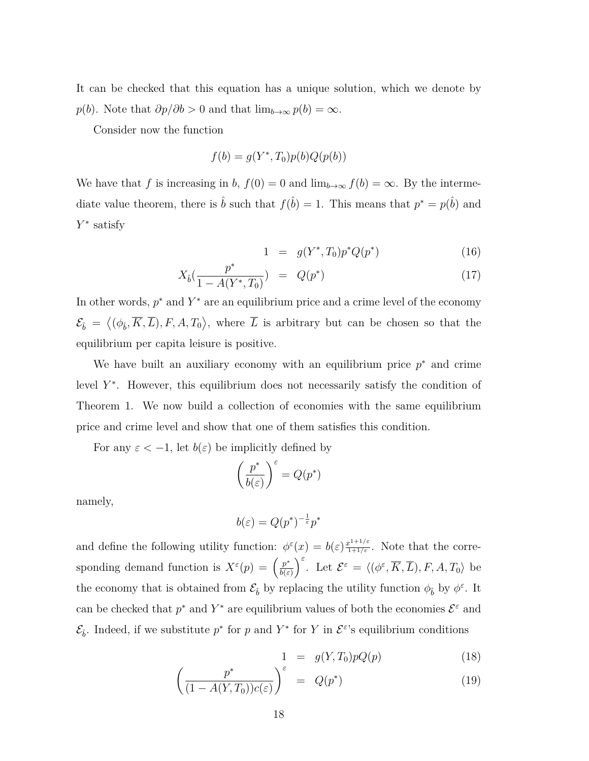It can be checked that this equation has a unique solution, which we denote by $p(b)$. Note that $\partial p/\partial b > 0$ and that $\lim_{b\to\infty} p(b) = \infty$.

Consider now the function

$$f(b) = g(Y^*, T_0)p(b)Q(p(b))$$

We have that $f$ is increasing in $b$, $f(0) = 0$ and $\lim_{b\to\infty} f(b) = \infty$. By the intermediate value theorem, there is $\hat{b}$ such that $f(\hat{b}) = 1$. This means that $p^* = p(\hat{b})$ and $Y^*$ satisfy

$$1 = g(Y^*, T_0)p^*Q(p^*) \tag{16}$$

$$X_{\hat{b}}\left(\frac{p^*}{1 - A(Y^*, T_0)}\right) = Q(p^*) \tag{17}$$

In other words, $p^*$ and $Y^*$ are an equilibrium price and a crime level of the economy $\mathcal{E}_{\hat{b}} = \left\langle (\phi_{\hat{b}}, \overline{K}, \overline{L}), F, A, T_0 \right\rangle$, where $\overline{L}$ is arbitrary but can be chosen so that the equilibrium per capita leisure is positive.

We have built an auxiliary economy with an equilibrium price $p^*$ and crime level $Y^*$. However, this equilibrium does not necessarily satisfy the condition of Theorem 1. We now build a collection of economies with the same equilibrium price and crime level and show that one of them satisfies this condition.

For any $\varepsilon < -1$, let $b(\varepsilon)$ be implicitly defined by

$$\left(\frac{p^*}{b(\varepsilon)}\right)^{\varepsilon} = Q(p^*)$$

namely,

$$b(\varepsilon) = Q(p^*)^{-\frac{1}{\varepsilon}}p^*$$

and define the following utility function: $\phi^{\varepsilon}(x) = b(\varepsilon)\frac{x^{1+1/\varepsilon}}{1+1/\varepsilon}$. Note that the corresponding demand function is $X^{\varepsilon}(p) = \left(\frac{p^*}{b(\varepsilon)}\right)^{\varepsilon}$. Let $\mathcal{E}^{\varepsilon} = \langle (\phi^{\varepsilon}, \overline{K}, \overline{L}), F, A, T_0 \rangle$ be the economy that is obtained from $\mathcal{E}_{\hat{b}}$ by replacing the utility function $\phi_{\hat{b}}$ by $\phi^{\varepsilon}$. It can be checked that $p^*$ and $Y^*$ are equilibrium values of both the economies $\mathcal{E}^{\varepsilon}$ and $\mathcal{E}_{\hat{b}}$. Indeed, if we substitute $p^*$ for $p$ and $Y^*$ for $Y$ in $\mathcal{E}^{\varepsilon}$'s equilibrium conditions

$$1 = g(Y, T_0)pQ(p) \tag{18}$$

$$\left(\frac{p^*}{(1 - A(Y, T_0))c(\varepsilon)}\right)^{\varepsilon} = Q(p^*) \tag{19}$$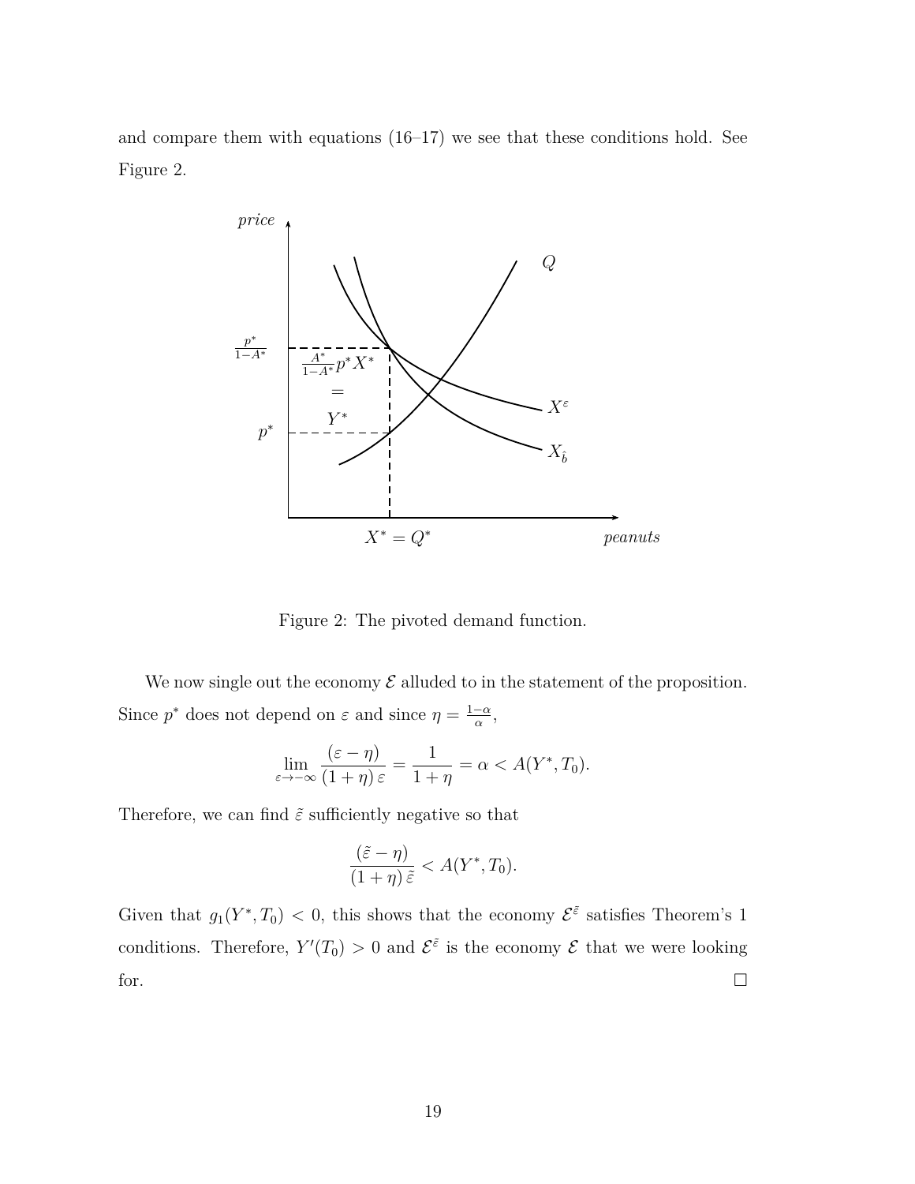and compare them with equations (16–17) we see that these conditions hold. See Figure 2.

Figure 2: The pivoted demand function.

We now single out the economy $\mathcal{E}$ alluded to in the statement of the proposition. Since $p^*$ does not depend on $\varepsilon$ and since $\eta = \frac{1-\alpha}{\alpha}$,

$$\lim_{\varepsilon \to -\infty} \frac{(\varepsilon - \eta)}{(1+\eta)\,\varepsilon} = \frac{1}{1+\eta} = \alpha < A(Y^*, T_0).$$

Therefore, we can find $\tilde{\varepsilon}$ sufficiently negative so that

$$\frac{(\tilde{\varepsilon} - \eta)}{(1+\eta)\,\tilde{\varepsilon}} < A(Y^*, T_0).$$

Given that $g_1(Y^*, T_0) < 0$, this shows that the economy $\mathcal{E}^{\tilde{\varepsilon}}$ satisfies Theorem's 1 conditions. Therefore, $Y'(T_0) > 0$ and $\mathcal{E}^{\tilde{\varepsilon}}$ is the economy $\mathcal{E}$ that we were looking for. □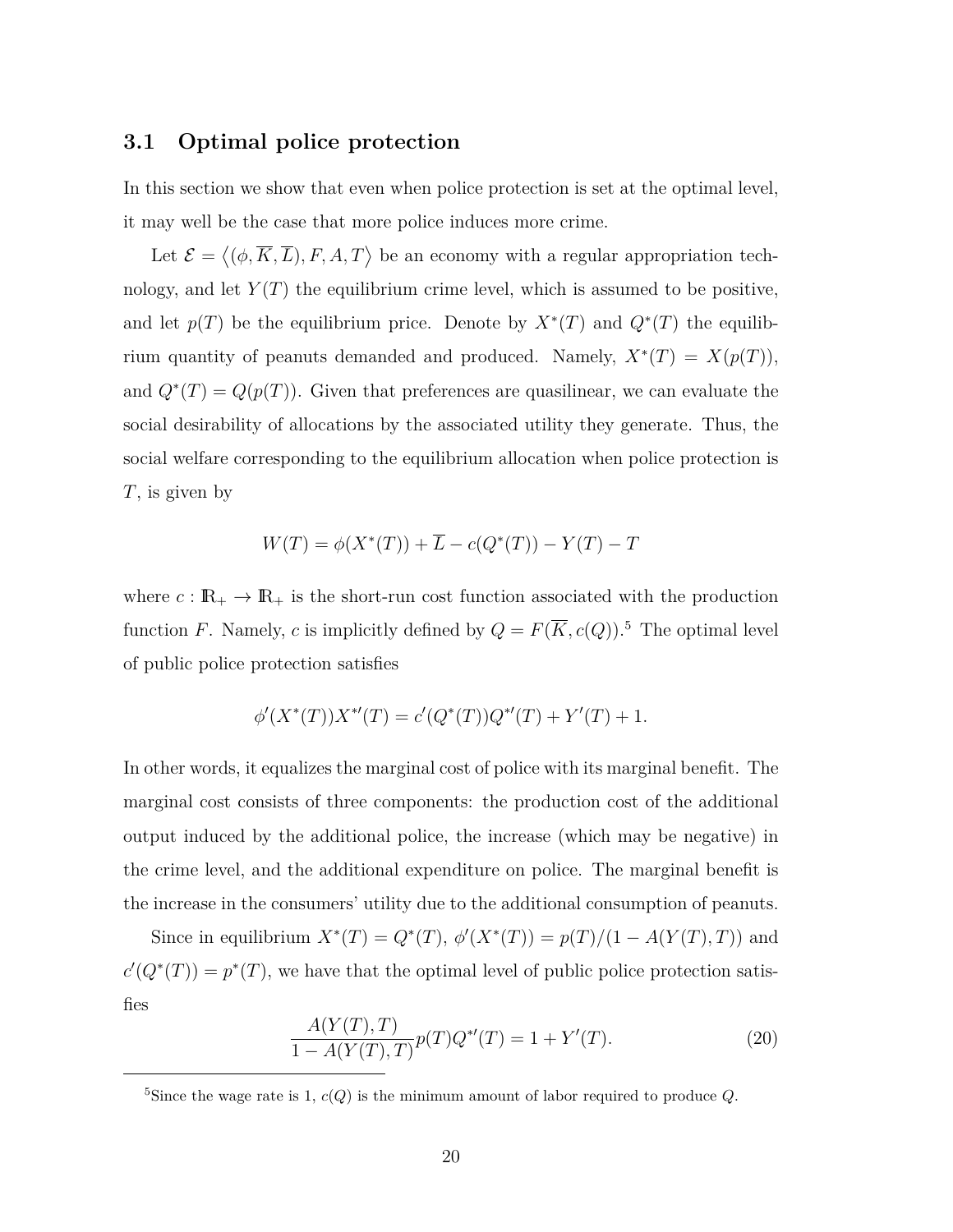### 3.1 Optimal police protection

In this section we show that even when police protection is set at the optimal level, it may well be the case that more police induces more crime.

Let $\mathcal{E} = \langle (\phi, \overline{K}, \overline{L}), F, A, T \rangle$ be an economy with a regular appropriation technology, and let $Y(T)$ the equilibrium crime level, which is assumed to be positive, and let $p(T)$ be the equilibrium price. Denote by $X^*(T)$ and $Q^*(T)$ the equilibrium quantity of peanuts demanded and produced. Namely, $X^*(T) = X(p(T))$, and $Q^*(T) = Q(p(T))$. Given that preferences are quasilinear, we can evaluate the social desirability of allocations by the associated utility they generate. Thus, the social welfare corresponding to the equilibrium allocation when police protection is $T$, is given by

$$W(T) = \phi(X^*(T)) + \overline{L} - c(Q^*(T)) - Y(T) - T$$

where $c : \mathbb{R}_+ \to \mathbb{R}_+$ is the short-run cost function associated with the production function $F$. Namely, $c$ is implicitly defined by $Q = F(\overline{K}, c(Q))$.[5] The optimal level of public police protection satisfies

$$\phi'(X^*(T))X^{*\prime}(T) = c'(Q^*(T))Q^{*\prime}(T) + Y'(T) + 1.$$

In other words, it equalizes the marginal cost of police with its marginal benefit. The marginal cost consists of three components: the production cost of the additional output induced by the additional police, the increase (which may be negative) in the crime level, and the additional expenditure on police. The marginal benefit is the increase in the consumers' utility due to the additional consumption of peanuts.

Since in equilibrium $X^*(T) = Q^*(T)$, $\phi'(X^*(T)) = p(T)/(1 - A(Y(T), T))$ and $c'(Q^*(T)) = p^*(T)$, we have that the optimal level of public police protection satisfies

$$\frac{A(Y(T), T)}{1 - A(Y(T), T)} p(T) Q^{*\prime}(T) = 1 + Y'(T). \tag{20}$$

[5] Since the wage rate is 1, $c(Q)$ is the minimum amount of labor required to produce $Q$.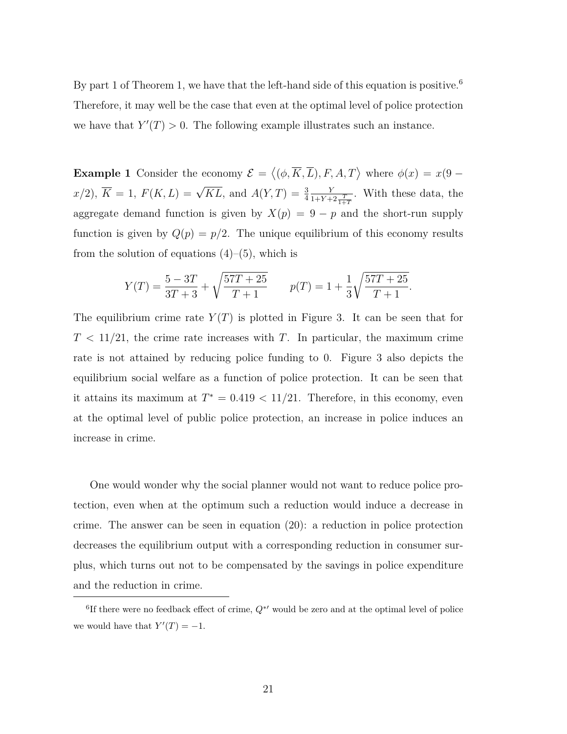By part 1 of Theorem 1, we have that the left-hand side of this equation is positive.[6] Therefore, it may well be the case that even at the optimal level of police protection we have that $Y'(T) > 0$. The following example illustrates such an instance.

**Example 1** Consider the economy $\mathcal{E} = \langle(\phi, \overline{K}, \overline{L}), F, A, T\rangle$ where $\phi(x) = x(9 - x/2)$, $\overline{K} = 1$, $F(K, L) = \sqrt{KL}$, and $A(Y, T) = \frac{3}{4}\frac{Y}{1+Y+2\frac{T}{1+T}}$. With these data, the aggregate demand function is given by $X(p) = 9 - p$ and the short-run supply function is given by $Q(p) = p/2$. The unique equilibrium of this economy results from the solution of equations (4)–(5), which is

$$Y(T) = \frac{5 - 3T}{3T + 3} + \sqrt{\frac{57T + 25}{T + 1}} \qquad p(T) = 1 + \frac{1}{3}\sqrt{\frac{57T + 25}{T + 1}}.$$

The equilibrium crime rate $Y(T)$ is plotted in Figure 3. It can be seen that for $T < 11/21$, the crime rate increases with $T$. In particular, the maximum crime rate is not attained by reducing police funding to 0. Figure 3 also depicts the equilibrium social welfare as a function of police protection. It can be seen that it attains its maximum at $T^* = 0.419 < 11/21$. Therefore, in this economy, even at the optimal level of public police protection, an increase in police induces an increase in crime.

One would wonder why the social planner would not want to reduce police protection, even when at the optimum such a reduction would induce a decrease in crime. The answer can be seen in equation (20): a reduction in police protection decreases the equilibrium output with a corresponding reduction in consumer surplus, which turns out not to be compensated by the savings in police expenditure and the reduction in crime.

[6] If there were no feedback effect of crime, $Q^{*\prime}$ would be zero and at the optimal level of police we would have that $Y'(T) = -1$.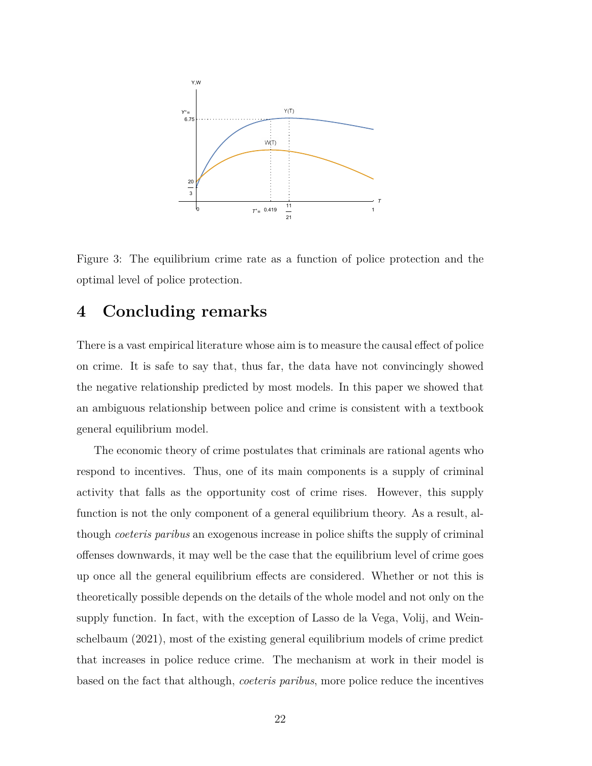Figure 3: The equilibrium crime rate as a function of police protection and the optimal level of police protection.

# 4 Concluding remarks

There is a vast empirical literature whose aim is to measure the causal effect of police on crime. It is safe to say that, thus far, the data have not convincingly showed the negative relationship predicted by most models. In this paper we showed that an ambiguous relationship between police and crime is consistent with a textbook general equilibrium model.

The economic theory of crime postulates that criminals are rational agents who respond to incentives. Thus, one of its main components is a supply of criminal activity that falls as the opportunity cost of crime rises. However, this supply function is not the only component of a general equilibrium theory. As a result, although *coeteris paribus* an exogenous increase in police shifts the supply of criminal offenses downwards, it may well be the case that the equilibrium level of crime goes up once all the general equilibrium effects are considered. Whether or not this is theoretically possible depends on the details of the whole model and not only on the supply function. In fact, with the exception of Lasso de la Vega, Volij, and Weinschelbaum (2021), most of the existing general equilibrium models of crime predict that increases in police reduce crime. The mechanism at work in their model is based on the fact that although, *coeteris paribus*, more police reduce the incentives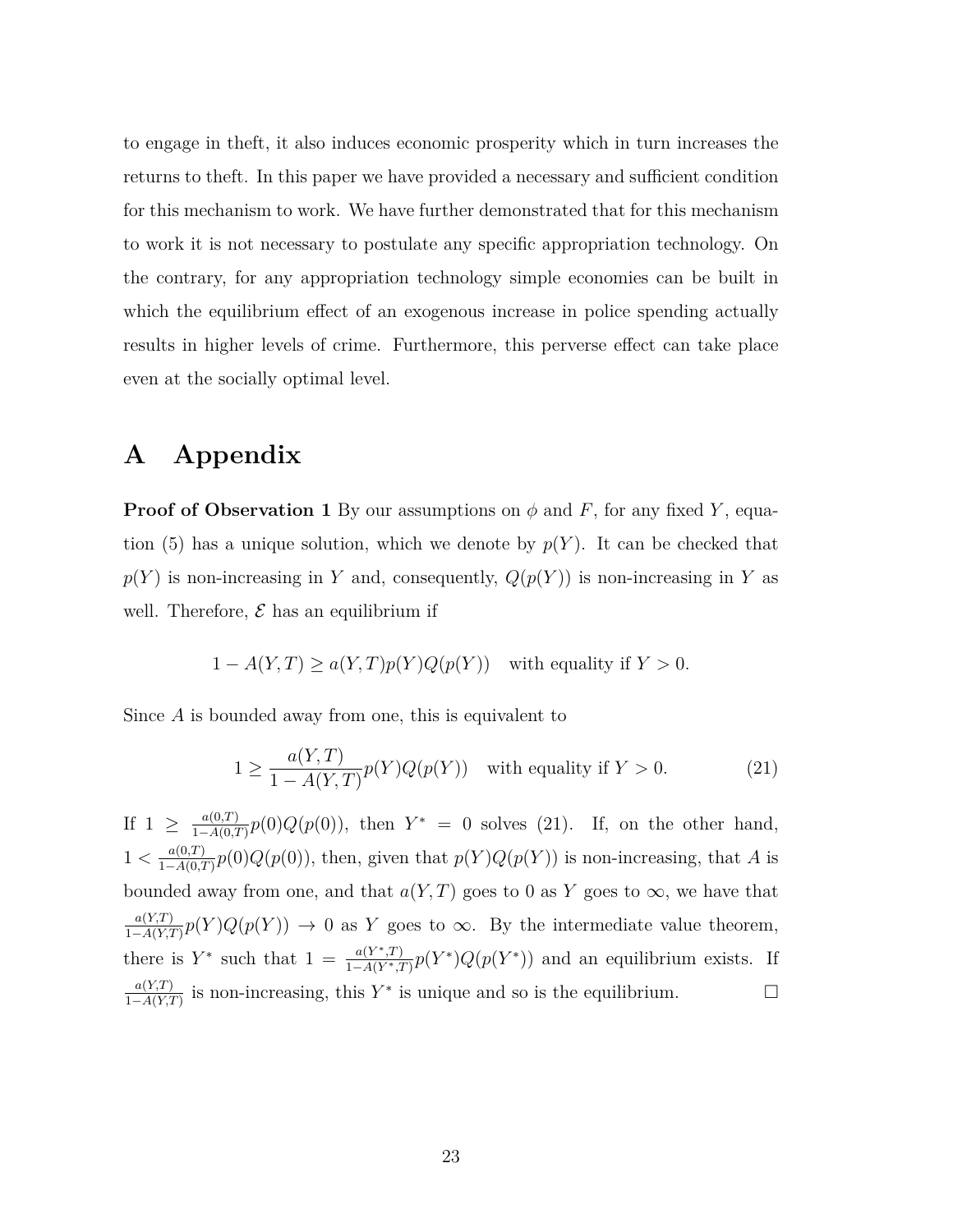to engage in theft, it also induces economic prosperity which in turn increases the returns to theft. In this paper we have provided a necessary and sufficient condition for this mechanism to work. We have further demonstrated that for this mechanism to work it is not necessary to postulate any specific appropriation technology. On the contrary, for any appropriation technology simple economies can be built in which the equilibrium effect of an exogenous increase in police spending actually results in higher levels of crime. Furthermore, this perverse effect can take place even at the socially optimal level.

# A Appendix

**Proof of Observation 1** By our assumptions on $\phi$ and $F$, for any fixed $Y$, equation (5) has a unique solution, which we denote by $p(Y)$. It can be checked that $p(Y)$ is non-increasing in $Y$ and, consequently, $Q(p(Y))$ is non-increasing in $Y$ as well. Therefore, $\mathcal{E}$ has an equilibrium if

$$1 - A(Y,T) \geq a(Y,T)p(Y)Q(p(Y)) \quad \text{with equality if } Y > 0.$$

Since $A$ is bounded away from one, this is equivalent to

$$1 \geq \frac{a(Y,T)}{1 - A(Y,T)} p(Y)Q(p(Y)) \quad \text{with equality if } Y > 0. \tag{21}$$

If $1 \geq \frac{a(0,T)}{1-A(0,T)} p(0)Q(p(0))$, then $Y^* = 0$ solves (21). If, on the other hand, $1 < \frac{a(0,T)}{1-A(0,T)} p(0)Q(p(0))$, then, given that $p(Y)Q(p(Y))$ is non-increasing, that $A$ is bounded away from one, and that $a(Y,T)$ goes to 0 as $Y$ goes to $\infty$, we have that $\frac{a(Y,T)}{1-A(Y,T)} p(Y)Q(p(Y)) \to 0$ as $Y$ goes to $\infty$. By the intermediate value theorem, there is $Y^*$ such that $1 = \frac{a(Y^*,T)}{1-A(Y^*,T)} p(Y^*)Q(p(Y^*))$ and an equilibrium exists. If $\frac{a(Y,T)}{1-A(Y,T)}$ is non-increasing, this $Y^*$ is unique and so is the equilibrium. $\square$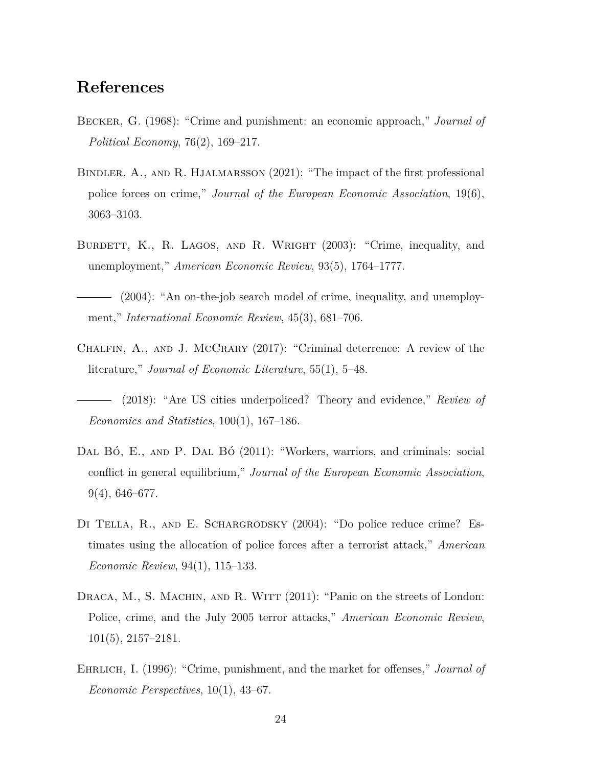# References

Becker, G. (1968): "Crime and punishment: an economic approach," *Journal of Political Economy*, 76(2), 169–217.

Bindler, A., and R. Hjalmarsson (2021): "The impact of the first professional police forces on crime," *Journal of the European Economic Association*, 19(6), 3063–3103.

Burdett, K., R. Lagos, and R. Wright (2003): "Crime, inequality, and unemployment," *American Economic Review*, 93(5), 1764–1777.

——— (2004): "An on-the-job search model of crime, inequality, and unemployment," *International Economic Review*, 45(3), 681–706.

Chalfin, A., and J. McCrary (2017): "Criminal deterrence: A review of the literature," *Journal of Economic Literature*, 55(1), 5–48.

——— (2018): "Are US cities underpoliced? Theory and evidence," *Review of Economics and Statistics*, 100(1), 167–186.

Dal Bó, E., and P. Dal Bó (2011): "Workers, warriors, and criminals: social conflict in general equilibrium," *Journal of the European Economic Association*, 9(4), 646–677.

Di Tella, R., and E. Schargrodsky (2004): "Do police reduce crime? Estimates using the allocation of police forces after a terrorist attack," *American Economic Review*, 94(1), 115–133.

Draca, M., S. Machin, and R. Witt (2011): "Panic on the streets of London: Police, crime, and the July 2005 terror attacks," *American Economic Review*, 101(5), 2157–2181.

Ehrlich, I. (1996): "Crime, punishment, and the market for offenses," *Journal of Economic Perspectives*, 10(1), 43–67.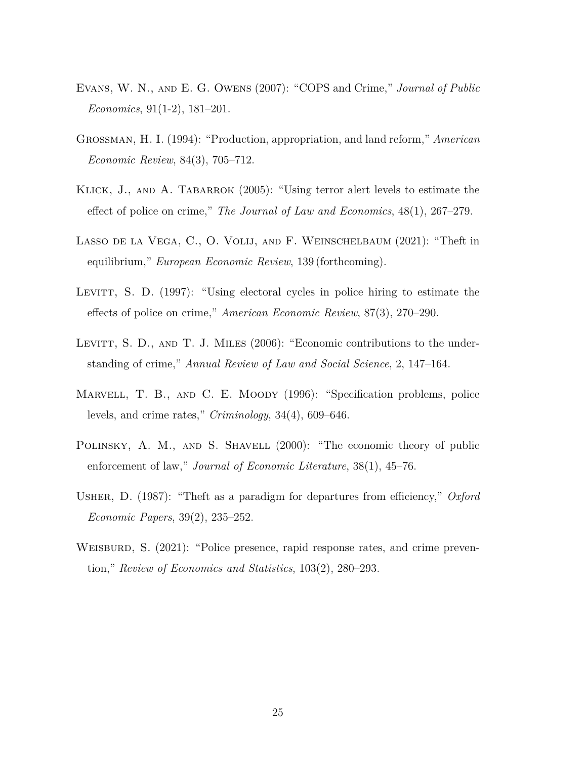Evans, W. N., and E. G. Owens (2007): "COPS and Crime," *Journal of Public Economics*, 91(1-2), 181–201.

Grossman, H. I. (1994): "Production, appropriation, and land reform," *American Economic Review*, 84(3), 705–712.

Klick, J., and A. Tabarrok (2005): "Using terror alert levels to estimate the effect of police on crime," *The Journal of Law and Economics*, 48(1), 267–279.

Lasso de la Vega, C., O. Volij, and F. Weinschelbaum (2021): "Theft in equilibrium," *European Economic Review*, 139 (forthcoming).

Levitt, S. D. (1997): "Using electoral cycles in police hiring to estimate the effects of police on crime," *American Economic Review*, 87(3), 270–290.

Levitt, S. D., and T. J. Miles (2006): "Economic contributions to the understanding of crime," *Annual Review of Law and Social Science*, 2, 147–164.

Marvell, T. B., and C. E. Moody (1996): "Specification problems, police levels, and crime rates," *Criminology*, 34(4), 609–646.

Polinsky, A. M., and S. Shavell (2000): "The economic theory of public enforcement of law," *Journal of Economic Literature*, 38(1), 45–76.

Usher, D. (1987): "Theft as a paradigm for departures from efficiency," *Oxford Economic Papers*, 39(2), 235–252.

Weisburd, S. (2021): "Police presence, rapid response rates, and crime prevention," *Review of Economics and Statistics*, 103(2), 280–293.